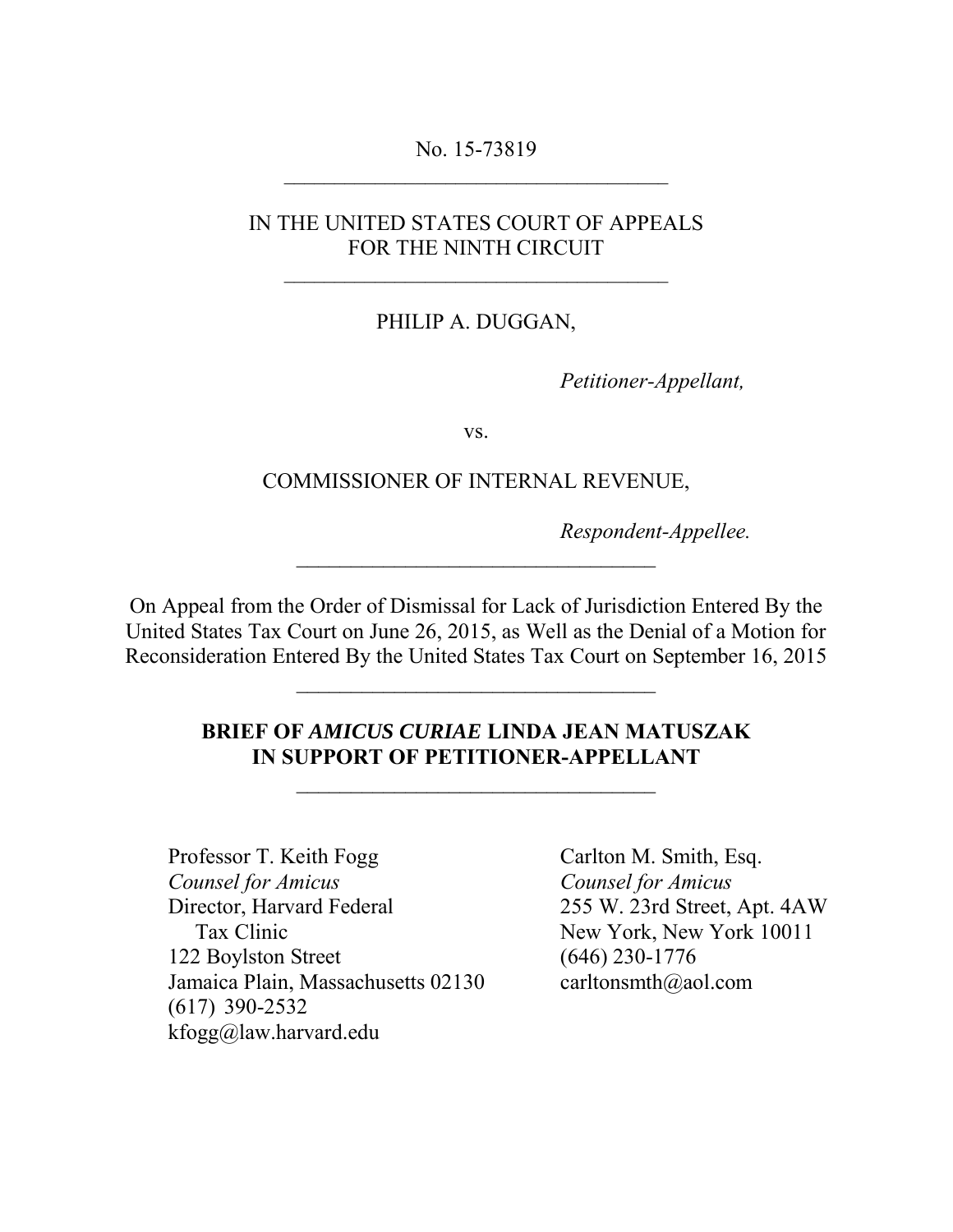No. 15-73819

---

IN THE UNITED STATES COURT OF APPEALS
FOR THE NINTH CIRCUIT

---

PHILIP A. DUGGAN,

*Petitioner-Appellant,*

vs.

COMMISSIONER OF INTERNAL REVENUE,

*Respondent-Appellee.*

---

On Appeal from the Order of Dismissal for Lack of Jurisdiction Entered By the United States Tax Court on June 26, 2015, as Well as the Denial of a Motion for Reconsideration Entered By the United States Tax Court on September 16, 2015

---

**BRIEF OF *AMICUS CURIAE* LINDA JEAN MATUSZAK IN SUPPORT OF PETITIONER-APPELLANT**

---

Professor T. Keith Fogg
*Counsel for Amicus*
Director, Harvard Federal Tax Clinic
122 Boylston Street
Jamaica Plain, Massachusetts 02130
(617) 390-2532
kfogg@law.harvard.edu

Carlton M. Smith, Esq.
*Counsel for Amicus*
255 W. 23rd Street, Apt. 4AW
New York, New York 10011
(646) 230-1776
carltonsmth@aol.com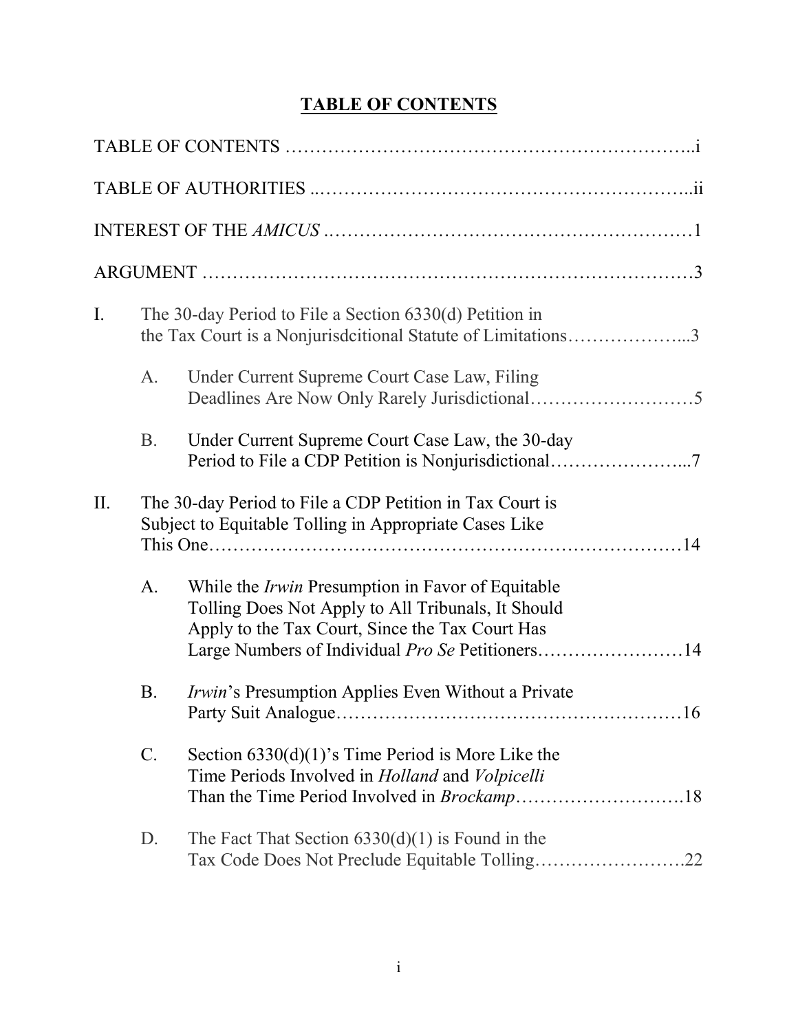# TABLE OF CONTENTS

TABLE OF CONTENTS ……………………………………………………………..i

TABLE OF AUTHORITIES ..……………………………………………………..ii

INTEREST OF THE *AMICUS* .……………………………………………………1

ARGUMENT ……………………………………………………………………3

I. The 30-day Period to File a Section 6330(d) Petition in the Tax Court is a Nonjurisdcitional Statute of Limitations………………...3

   A. Under Current Supreme Court Case Law, Filing Deadlines Are Now Only Rarely Jurisdictional………………………5

   B. Under Current Supreme Court Case Law, the 30-day Period to File a CDP Petition is Nonjurisdictional…………………...7

II. The 30-day Period to File a CDP Petition in Tax Court is Subject to Equitable Tolling in Appropriate Cases Like This One………………………………………………………………14

   A. While the *Irwin* Presumption in Favor of Equitable Tolling Does Not Apply to All Tribunals, It Should Apply to the Tax Court, Since the Tax Court Has Large Numbers of Individual *Pro Se* Petitioners……………………14

   B. *Irwin*'s Presumption Applies Even Without a Private Party Suit Analogue……………………………………………16

   C. Section 6330(d)(1)'s Time Period is More Like the Time Periods Involved in *Holland* and *Volpicelli* Than the Time Period Involved in *Brockamp*……………………….18

   D. The Fact That Section 6330(d)(1) is Found in the Tax Code Does Not Preclude Equitable Tolling…………………….22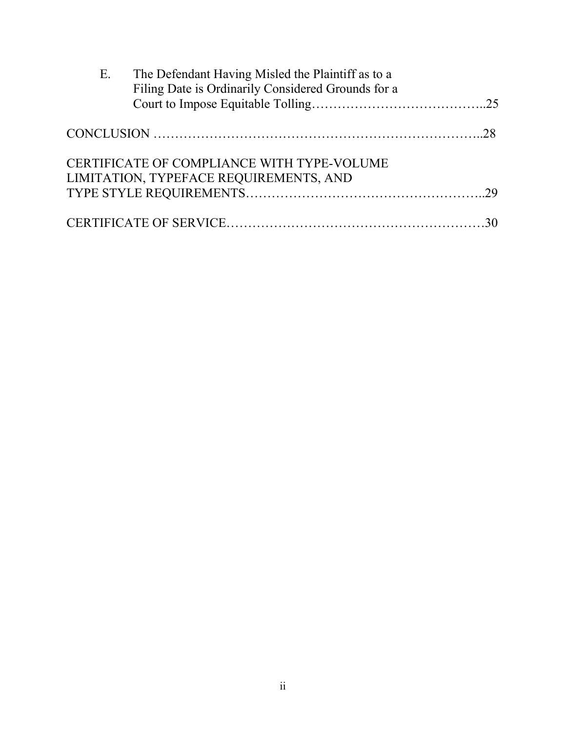E. The Defendant Having Misled the Plaintiff as to a Filing Date is Ordinarily Considered Grounds for a Court to Impose Equitable Tolling…………………………………..25

CONCLUSION ……………………………………………………………..28

CERTIFICATE OF COMPLIANCE WITH TYPE-VOLUME LIMITATION, TYPEFACE REQUIREMENTS, AND TYPE STYLE REQUIREMENTS………………………………………………..29

CERTIFICATE OF SERVICE……………………………………………………30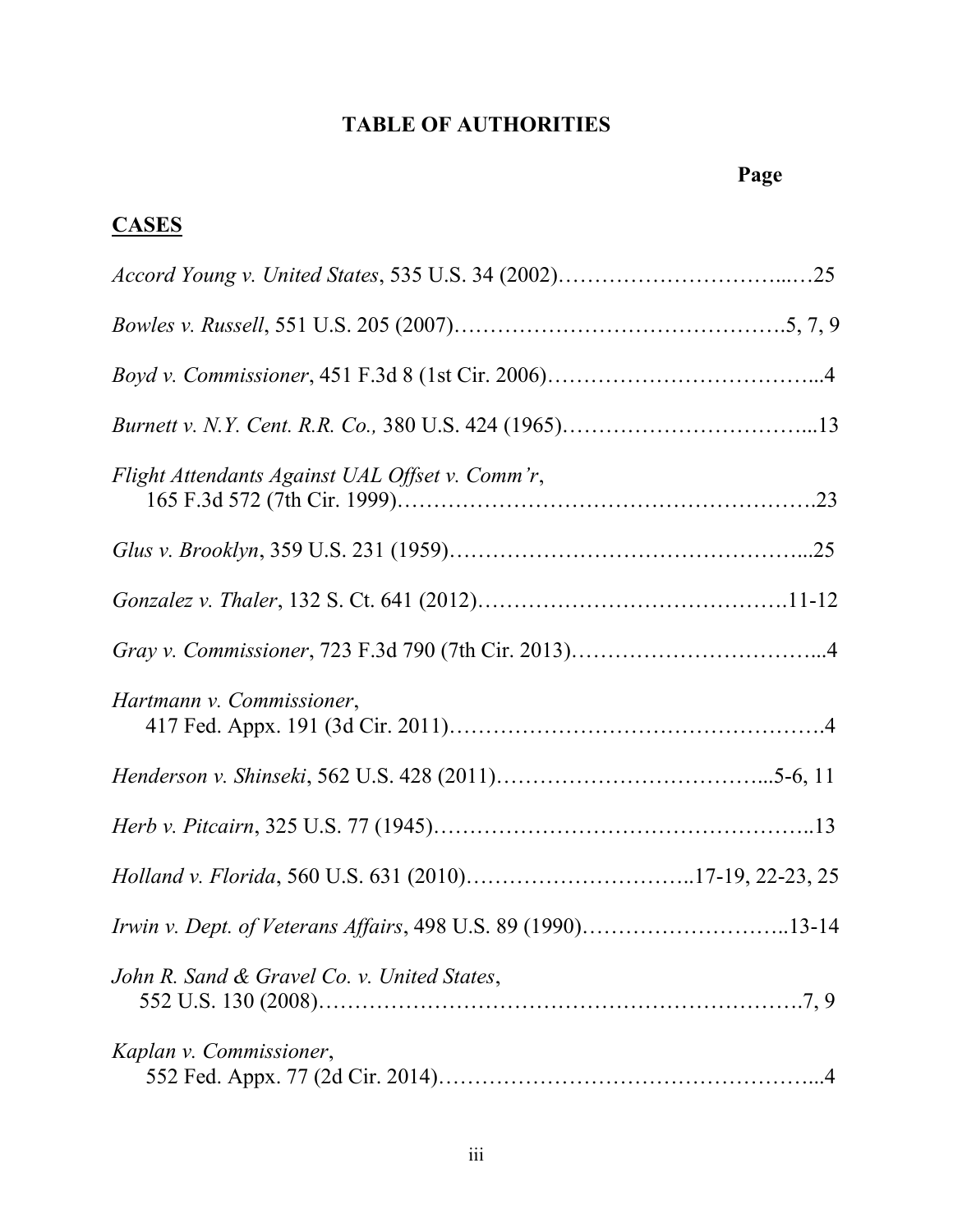## TABLE OF AUTHORITIES

**Page**

**CASES**

*Accord Young v. United States*, 535 U.S. 34 (2002)……………………………...…25

*Bowles v. Russell*, 551 U.S. 205 (2007)……………………………………….5, 7, 9

*Boyd v. Commissioner*, 451 F.3d 8 (1st Cir. 2006)……………………………….4

*Burnett v. N.Y. Cent. R.R. Co.,* 380 U.S. 424 (1965)……………………………...13

*Flight Attendants Against UAL Offset v. Comm'r*, 165 F.3d 572 (7th Cir. 1999)……………………………………………….23

*Glus v. Brooklyn*, 359 U.S. 231 (1959)……………………………………………...25

*Gonzalez v. Thaler*, 132 S. Ct. 641 (2012)…………………………………….11-12

*Gray v. Commissioner*, 723 F.3d 790 (7th Cir. 2013)……………………………...4

*Hartmann v. Commissioner*, 417 Fed. Appx. 191 (3d Cir. 2011)…………………………………………….4

*Henderson v. Shinseki*, 562 U.S. 428 (2011)………………………………...5-6, 11

*Herb v. Pitcairn*, 325 U.S. 77 (1945)……………………………………………..13

*Holland v. Florida*, 560 U.S. 631 (2010)…………………………..17-19, 22-23, 25

*Irwin v. Dept. of Veterans Affairs*, 498 U.S. 89 (1990)………………………..13-14

*John R. Sand & Gravel Co. v. United States*, 552 U.S. 130 (2008)……………………………………………………….7, 9

*Kaplan v. Commissioner*, 552 Fed. Appx. 77 (2d Cir. 2014)…………………………………………...4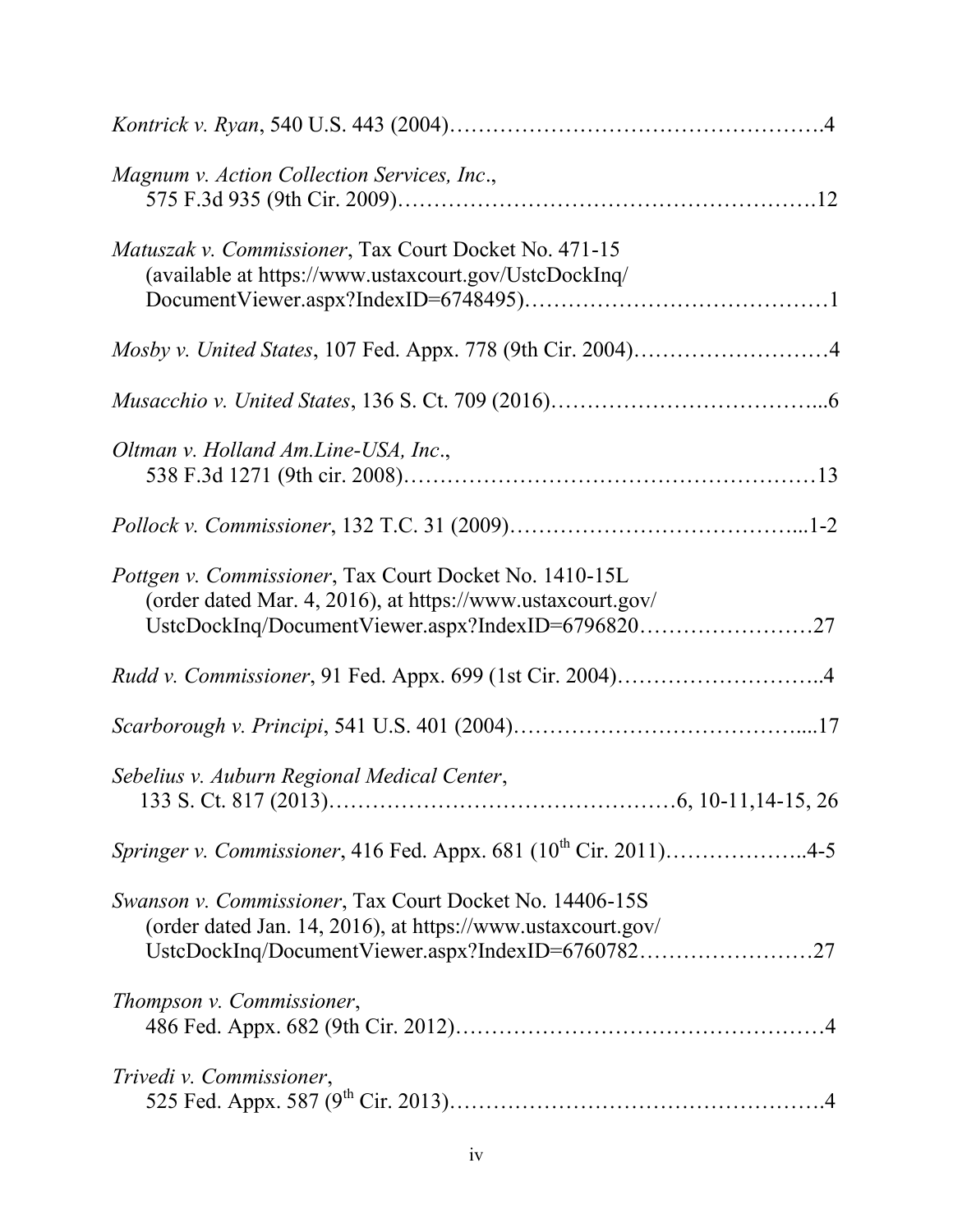*Kontrick v. Ryan*, 540 U.S. 443 (2004)…………………………………………….4

*Magnum v. Action Collection Services, Inc*.,
575 F.3d 935 (9th Cir. 2009)……………………………………………….12

*Matuszak v. Commissioner*, Tax Court Docket No. 471-15
(available at https://www.ustaxcourt.gov/UstcDockInq/
DocumentViewer.aspx?IndexID=6748495)……………………………………1

*Mosby v. United States*, 107 Fed. Appx. 778 (9th Cir. 2004)………………………4

*Musacchio v. United States*, 136 S. Ct. 709 (2016)………………………………...6

*Oltman v. Holland Am.Line-USA, Inc*.,
538 F.3d 1271 (9th cir. 2008)…………………………………………………13

*Pollock v. Commissioner*, 132 T.C. 31 (2009)…………………………………...1-2

*Pottgen v. Commissioner*, Tax Court Docket No. 1410-15L
(order dated Mar. 4, 2016), at https://www.ustaxcourt.gov/
UstcDockInq/DocumentViewer.aspx?IndexID=6796820……………………27

*Rudd v. Commissioner*, 91 Fed. Appx. 699 (1st Cir. 2004)………………………..4

*Scarborough v. Principi*, 541 U.S. 401 (2004)…………………………………....17

*Sebelius v. Auburn Regional Medical Center*,
133 S. Ct. 817 (2013)…………………………………………6, 10-11,14-15, 26

*Springer v. Commissioner*, 416 Fed. Appx. 681 (10th Cir. 2011)………………..4-5

*Swanson v. Commissioner*, Tax Court Docket No. 14406-15S
(order dated Jan. 14, 2016), at https://www.ustaxcourt.gov/
UstcDockInq/DocumentViewer.aspx?IndexID=6760782……………………27

*Thompson v. Commissioner*,
486 Fed. Appx. 682 (9th Cir. 2012)……………………………………………4

*Trivedi v. Commissioner*,
525 Fed. Appx. 587 (9th Cir. 2013)…………………………………………….4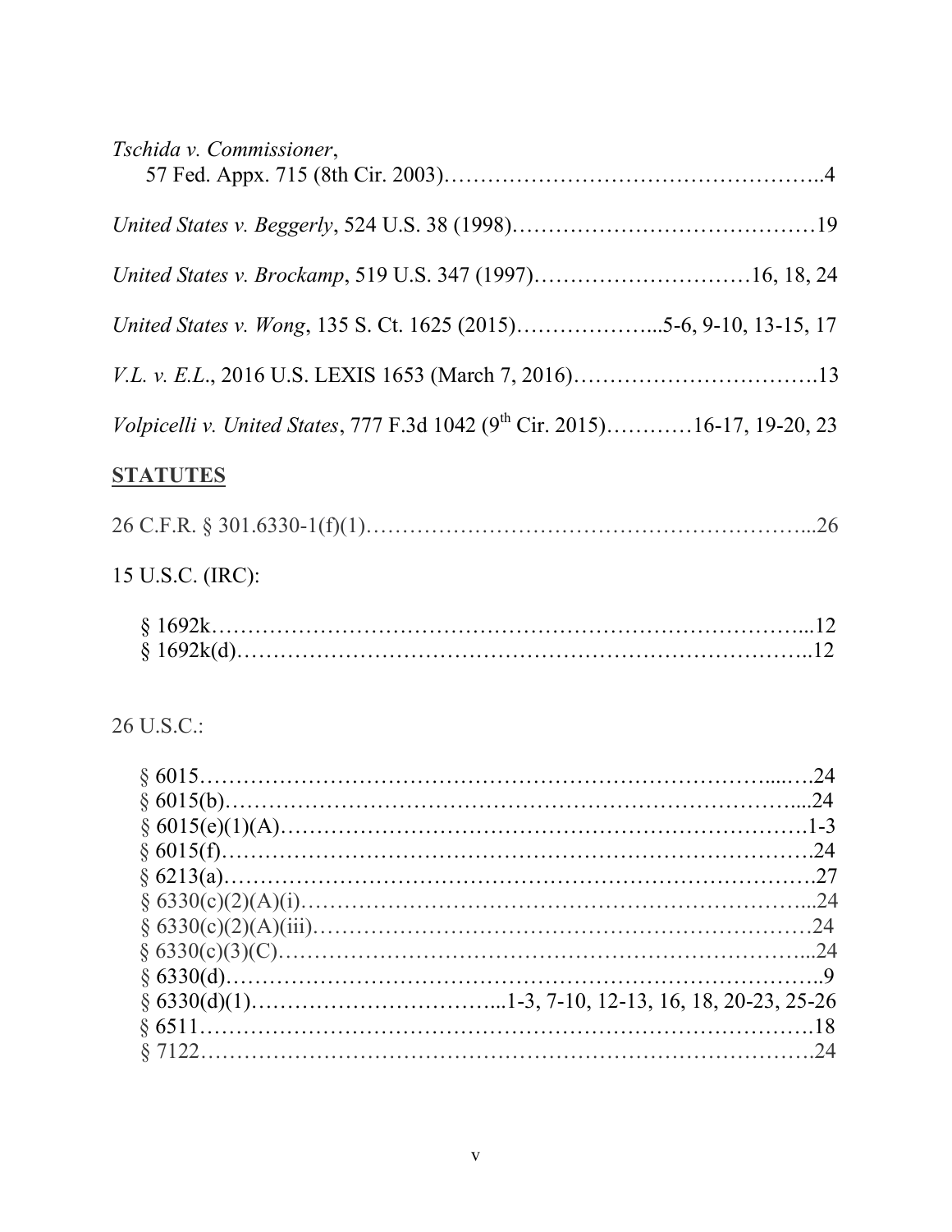*Tschida v. Commissioner*,
57 Fed. Appx. 715 (8th Cir. 2003)……………………………………………..4

*United States v. Beggerly*, 524 U.S. 38 (1998)……………………………………19

*United States v. Brockamp*, 519 U.S. 347 (1997)…………………………16, 18, 24

*United States v. Wong*, 135 S. Ct. 1625 (2015)………………...5-6, 9-10, 13-15, 17

*V.L. v. E.L.*, 2016 U.S. LEXIS 1653 (March 7, 2016)…………………………….13

*Volpicelli v. United States*, 777 F.3d 1042 (9th Cir. 2015)…………16-17, 19-20, 23

## STATUTES

26 C.F.R. § 301.6330-1(f)(1)…………………………………………………...26

15 U.S.C. (IRC):

§ 1692k……………………………………………………………………...12
§ 1692k(d)…………………………………………………………………...12

26 U.S.C.:

§ 6015…………………………………………………………………....….24
§ 6015(b)……………………………………………………………………....24
§ 6015(e)(1)(A)……………………………………………………………….1-3
§ 6015(f)………………………………………………………………………….24
§ 6213(a)………………………………………………………………………….27
§ 6330(c)(2)(A)(i)……………………………………………………………...24
§ 6330(c)(2)(A)(iii)……………………………………………………………24
§ 6330(c)(3)(C)………………………………………………………………...24
§ 6330(d)…………………………………………………………………………..9
§ 6330(d)(1)……………………………...1-3, 7-10, 12-13, 16, 18, 20-23, 25-26
§ 6511……………………………………………………………………………….18
§ 7122……………………………………………………………………………….24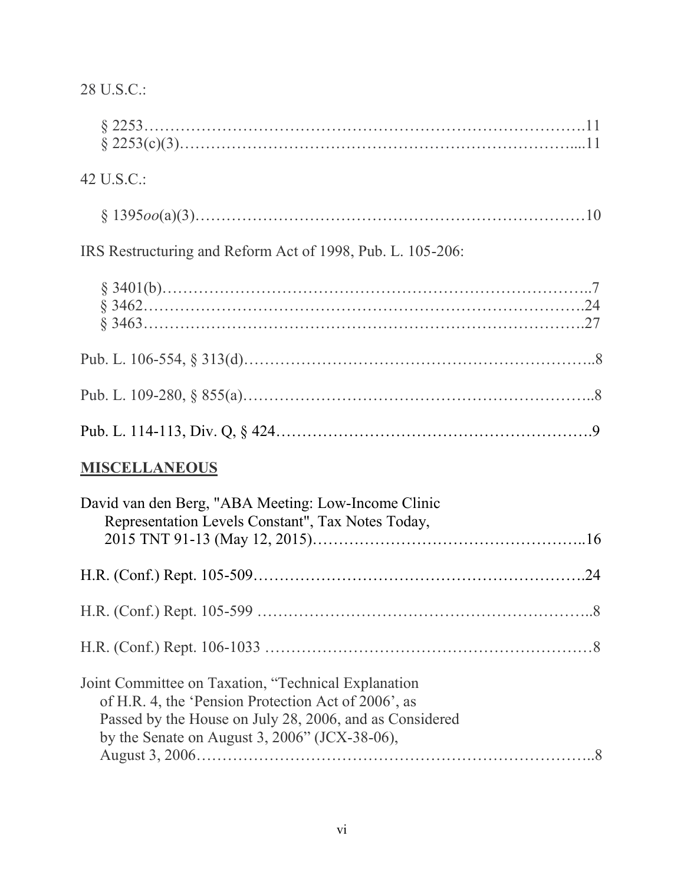28 U.S.C.:

§ 2253…………………………………………………………………………11
§ 2253(c)(3)…………………………………………………………………....11

42 U.S.C.:

§ 1395*oo*(a)(3)………………………………………………………………10

IRS Restructuring and Reform Act of 1998, Pub. L. 105-206:

§ 3401(b)……………………………………………………………………..7
§ 3462………………………………………………………………………24
§ 3463………………………………………………………………………27

Pub. L. 106-554, § 313(d)……………………………………………………..8

Pub. L. 109-280, § 855(a)……………………………………………………..8

Pub. L. 114-113, Div. Q, § 424………………………………………………9

**MISCELLANEOUS**

David van den Berg, "ABA Meeting: Low-Income Clinic Representation Levels Constant", Tax Notes Today, 2015 TNT 91-13 (May 12, 2015)…………………………………………..16

H.R. (Conf.) Rept. 105-509……………………………………………………24

H.R. (Conf.) Rept. 105-599 ……………………………………………………..8

H.R. (Conf.) Rept. 106-1033 ……………………………………………………8

Joint Committee on Taxation, "Technical Explanation of H.R. 4, the 'Pension Protection Act of 2006', as Passed by the House on July 28, 2006, and as Considered by the Senate on August 3, 2006" (JCX-38-06), August 3, 2006…………………………………………………………………..8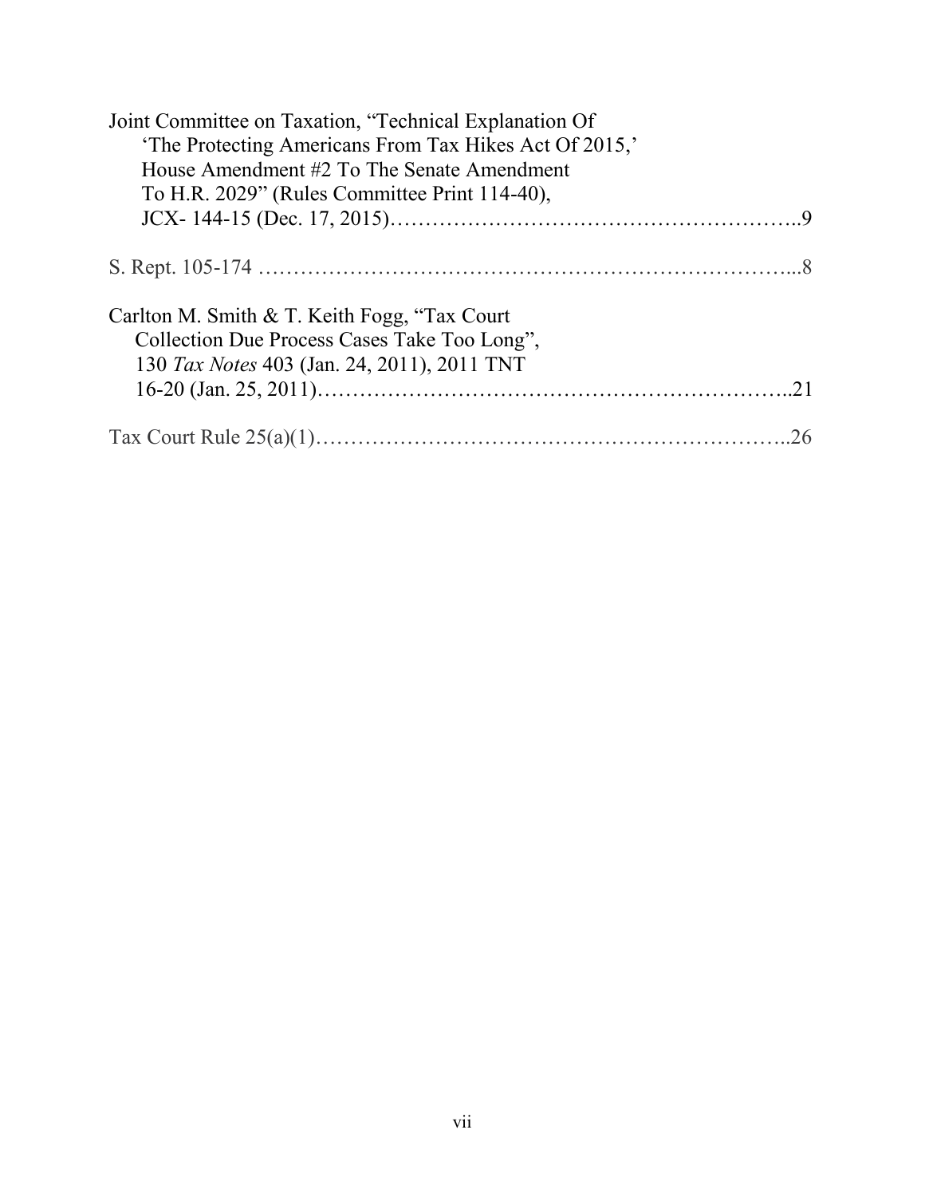Joint Committee on Taxation, "Technical Explanation Of 'The Protecting Americans From Tax Hikes Act Of 2015,' House Amendment #2 To The Senate Amendment To H.R. 2029" (Rules Committee Print 114-40), JCX- 144-15 (Dec. 17, 2015)……………………………………………..9

S. Rept. 105-174 ……………………………………………………………...8

Carlton M. Smith & T. Keith Fogg, "Tax Court Collection Due Process Cases Take Too Long", 130 *Tax Notes* 403 (Jan. 24, 2011), 2011 TNT 16-20 (Jan. 25, 2011)……………………………………………………..21

Tax Court Rule 25(a)(1)……………………………………………………..26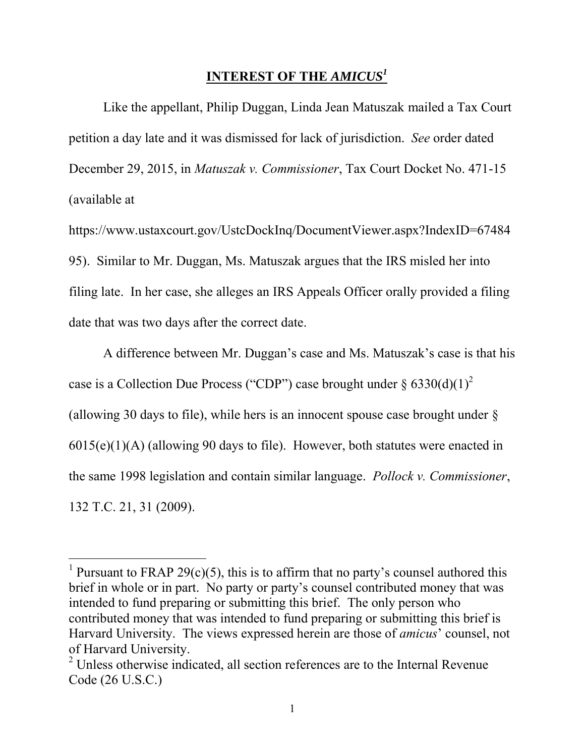## **INTEREST OF THE *AMICUS*[1]**

Like the appellant, Philip Duggan, Linda Jean Matuszak mailed a Tax Court petition a day late and it was dismissed for lack of jurisdiction. *See* order dated December 29, 2015, in *Matuszak v. Commissioner*, Tax Court Docket No. 471-15 (available at https://www.ustaxcourt.gov/UstcDockInq/DocumentViewer.aspx?IndexID=6748495). Similar to Mr. Duggan, Ms. Matuszak argues that the IRS misled her into filing late. In her case, she alleges an IRS Appeals Officer orally provided a filing date that was two days after the correct date.

A difference between Mr. Duggan's case and Ms. Matuszak's case is that his case is a Collection Due Process ("CDP") case brought under § 6330(d)(1)[2] (allowing 30 days to file), while hers is an innocent spouse case brought under § 6015(e)(1)(A) (allowing 90 days to file). However, both statutes were enacted in the same 1998 legislation and contain similar language. *Pollock v. Commissioner*, 132 T.C. 21, 31 (2009).

---

[1] Pursuant to FRAP 29(c)(5), this is to affirm that no party's counsel authored this brief in whole or in part. No party or party's counsel contributed money that was intended to fund preparing or submitting this brief. The only person who contributed money that was intended to fund preparing or submitting this brief is Harvard University. The views expressed herein are those of *amicus*' counsel, not of Harvard University.

[2] Unless otherwise indicated, all section references are to the Internal Revenue Code (26 U.S.C.)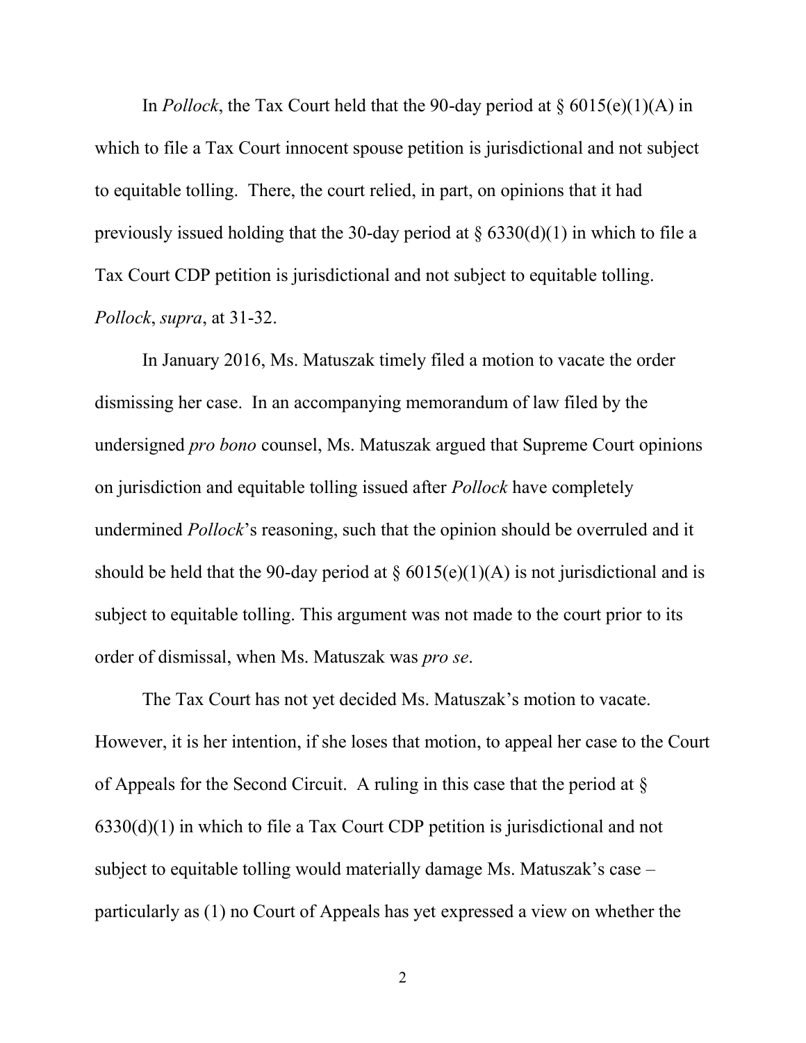In *Pollock*, the Tax Court held that the 90-day period at § 6015(e)(1)(A) in which to file a Tax Court innocent spouse petition is jurisdictional and not subject to equitable tolling. There, the court relied, in part, on opinions that it had previously issued holding that the 30-day period at § 6330(d)(1) in which to file a Tax Court CDP petition is jurisdictional and not subject to equitable tolling. *Pollock*, *supra*, at 31-32.

In January 2016, Ms. Matuszak timely filed a motion to vacate the order dismissing her case. In an accompanying memorandum of law filed by the undersigned *pro bono* counsel, Ms. Matuszak argued that Supreme Court opinions on jurisdiction and equitable tolling issued after *Pollock* have completely undermined *Pollock*'s reasoning, such that the opinion should be overruled and it should be held that the 90-day period at § 6015(e)(1)(A) is not jurisdictional and is subject to equitable tolling. This argument was not made to the court prior to its order of dismissal, when Ms. Matuszak was *pro se*.

The Tax Court has not yet decided Ms. Matuszak's motion to vacate. However, it is her intention, if she loses that motion, to appeal her case to the Court of Appeals for the Second Circuit. A ruling in this case that the period at § 6330(d)(1) in which to file a Tax Court CDP petition is jurisdictional and not subject to equitable tolling would materially damage Ms. Matuszak's case – particularly as (1) no Court of Appeals has yet expressed a view on whether the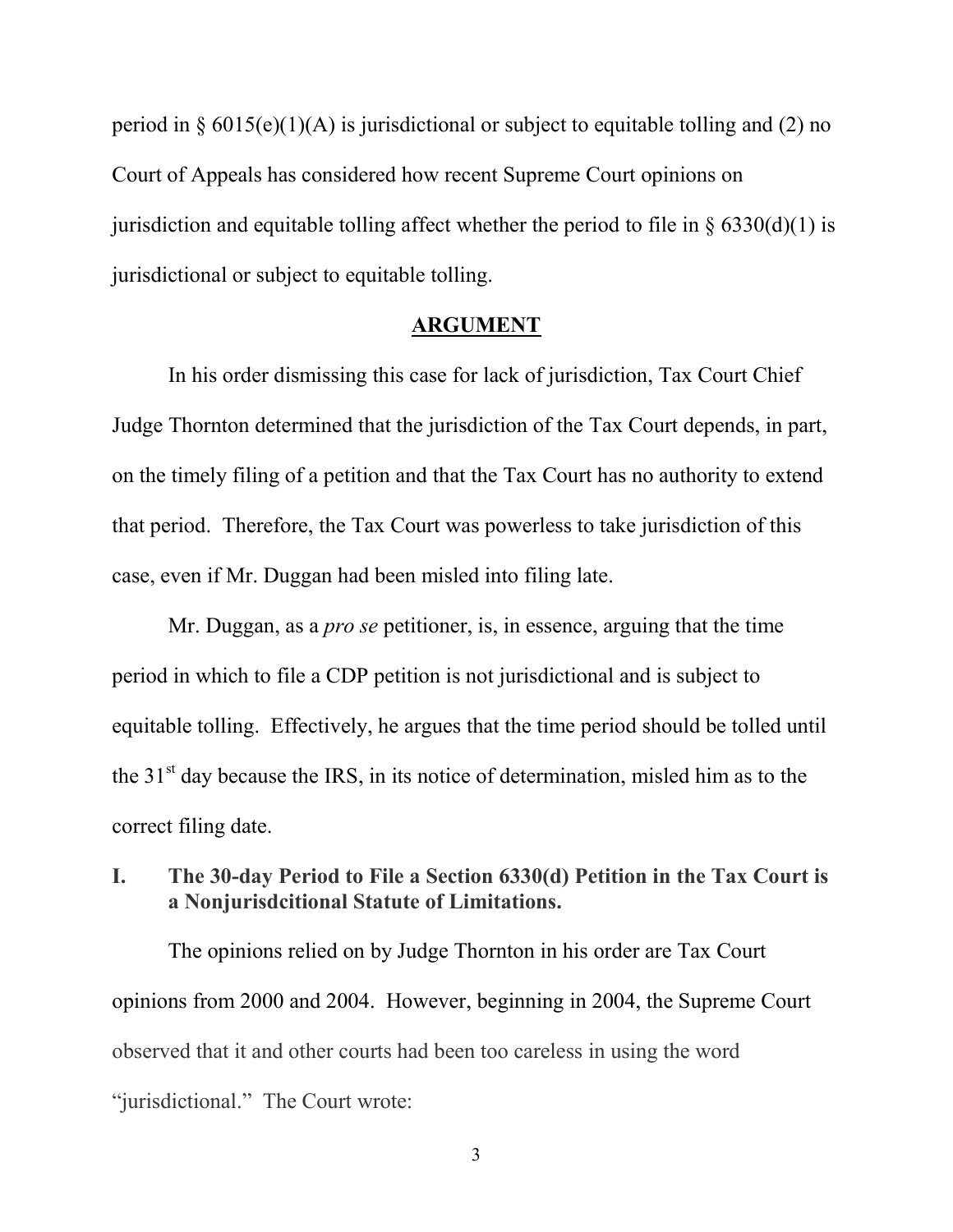period in § 6015(e)(1)(A) is jurisdictional or subject to equitable tolling and (2) no Court of Appeals has considered how recent Supreme Court opinions on jurisdiction and equitable tolling affect whether the period to file in § 6330(d)(1) is jurisdictional or subject to equitable tolling.

## ARGUMENT

In his order dismissing this case for lack of jurisdiction, Tax Court Chief Judge Thornton determined that the jurisdiction of the Tax Court depends, in part, on the timely filing of a petition and that the Tax Court has no authority to extend that period. Therefore, the Tax Court was powerless to take jurisdiction of this case, even if Mr. Duggan had been misled into filing late.

Mr. Duggan, as a *pro se* petitioner, is, in essence, arguing that the time period in which to file a CDP petition is not jurisdictional and is subject to equitable tolling. Effectively, he argues that the time period should be tolled until the 31st day because the IRS, in its notice of determination, misled him as to the correct filing date.

### I. The 30-day Period to File a Section 6330(d) Petition in the Tax Court is a Nonjurisdcitional Statute of Limitations.

The opinions relied on by Judge Thornton in his order are Tax Court opinions from 2000 and 2004. However, beginning in 2004, the Supreme Court observed that it and other courts had been too careless in using the word "jurisdictional." The Court wrote: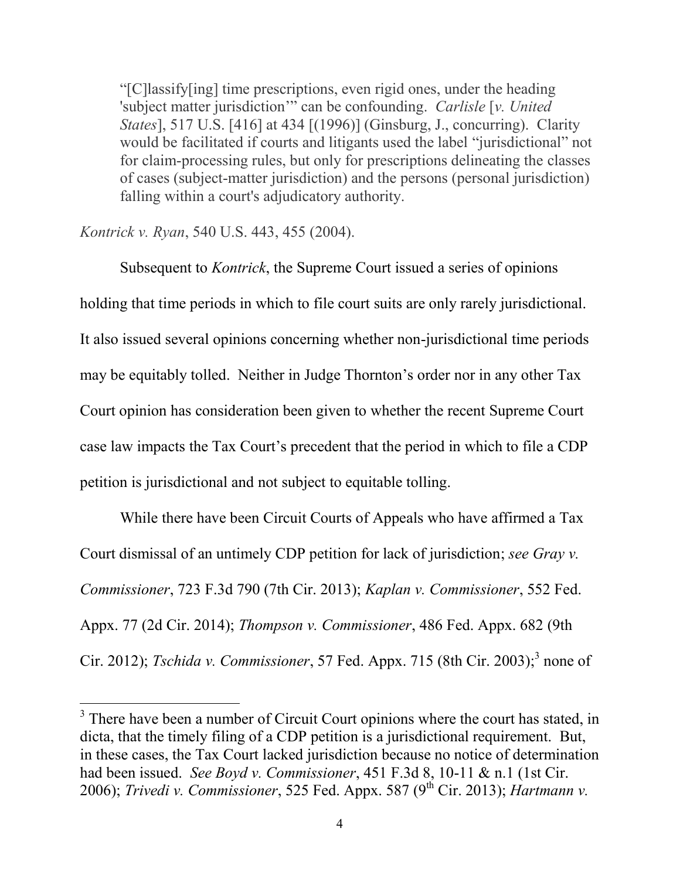> "[C]lassify[ing] time prescriptions, even rigid ones, under the heading 'subject matter jurisdiction'" can be confounding. *Carlisle* [*v. United States*], 517 U.S. [416] at 434 [(1996)] (Ginsburg, J., concurring). Clarity would be facilitated if courts and litigants used the label "jurisdictional" not for claim-processing rules, but only for prescriptions delineating the classes of cases (subject-matter jurisdiction) and the persons (personal jurisdiction) falling within a court's adjudicatory authority.

*Kontrick v. Ryan*, 540 U.S. 443, 455 (2004).

Subsequent to *Kontrick*, the Supreme Court issued a series of opinions holding that time periods in which to file court suits are only rarely jurisdictional. It also issued several opinions concerning whether non-jurisdictional time periods may be equitably tolled. Neither in Judge Thornton's order nor in any other Tax Court opinion has consideration been given to whether the recent Supreme Court case law impacts the Tax Court's precedent that the period in which to file a CDP petition is jurisdictional and not subject to equitable tolling.

While there have been Circuit Courts of Appeals who have affirmed a Tax Court dismissal of an untimely CDP petition for lack of jurisdiction; *see Gray v. Commissioner*, 723 F.3d 790 (7th Cir. 2013); *Kaplan v. Commissioner*, 552 Fed. Appx. 77 (2d Cir. 2014); *Thompson v. Commissioner*, 486 Fed. Appx. 682 (9th Cir. 2012); *Tschida v. Commissioner*, 57 Fed. Appx. 715 (8th Cir. 2003);[3] none of

[3] There have been a number of Circuit Court opinions where the court has stated, in dicta, that the timely filing of a CDP petition is a jurisdictional requirement. But, in these cases, the Tax Court lacked jurisdiction because no notice of determination had been issued. *See Boyd v. Commissioner*, 451 F.3d 8, 10-11 & n.1 (1st Cir. 2006); *Trivedi v. Commissioner*, 525 Fed. Appx. 587 (9th Cir. 2013); *Hartmann v.*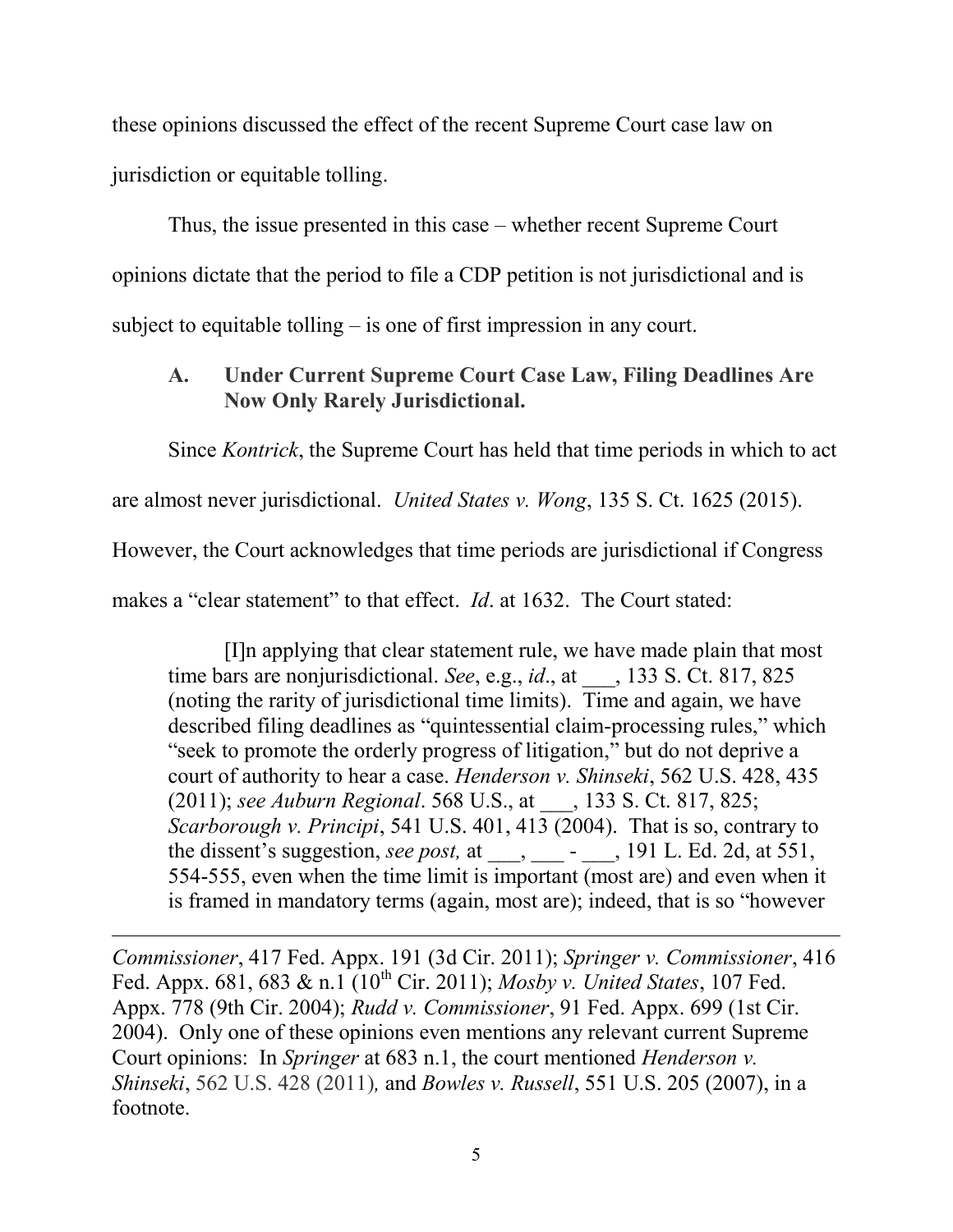these opinions discussed the effect of the recent Supreme Court case law on jurisdiction or equitable tolling.

Thus, the issue presented in this case – whether recent Supreme Court opinions dictate that the period to file a CDP petition is not jurisdictional and is subject to equitable tolling – is one of first impression in any court.

### A. Under Current Supreme Court Case Law, Filing Deadlines Are Now Only Rarely Jurisdictional.

Since *Kontrick*, the Supreme Court has held that time periods in which to act are almost never jurisdictional. *United States v. Wong*, 135 S. Ct. 1625 (2015). However, the Court acknowledges that time periods are jurisdictional if Congress makes a "clear statement" to that effect. *Id*. at 1632. The Court stated:

> [I]n applying that clear statement rule, we have made plain that most time bars are nonjurisdictional. *See*, e.g., *id*., at ___, 133 S. Ct. 817, 825 (noting the rarity of jurisdictional time limits). Time and again, we have described filing deadlines as "quintessential claim-processing rules," which "seek to promote the orderly progress of litigation," but do not deprive a court of authority to hear a case. *Henderson v. Shinseki*, 562 U.S. 428, 435 (2011); *see Auburn Regional*. 568 U.S., at ___, 133 S. Ct. 817, 825; *Scarborough v. Principi*, 541 U.S. 401, 413 (2004). That is so, contrary to the dissent's suggestion, *see post,* at ___, ___ - ___, 191 L. Ed. 2d, at 551, 554-555, even when the time limit is important (most are) and even when it is framed in mandatory terms (again, most are); indeed, that is so "however

---

*Commissioner*, 417 Fed. Appx. 191 (3d Cir. 2011); *Springer v. Commissioner*, 416 Fed. Appx. 681, 683 & n.1 (10th Cir. 2011); *Mosby v. United States*, 107 Fed. Appx. 778 (9th Cir. 2004); *Rudd v. Commissioner*, 91 Fed. Appx. 699 (1st Cir. 2004). Only one of these opinions even mentions any relevant current Supreme Court opinions: In *Springer* at 683 n.1, the court mentioned *Henderson v. Shinseki*, 562 U.S. 428 (2011)*,* and *Bowles v. Russell*, 551 U.S. 205 (2007), in a footnote.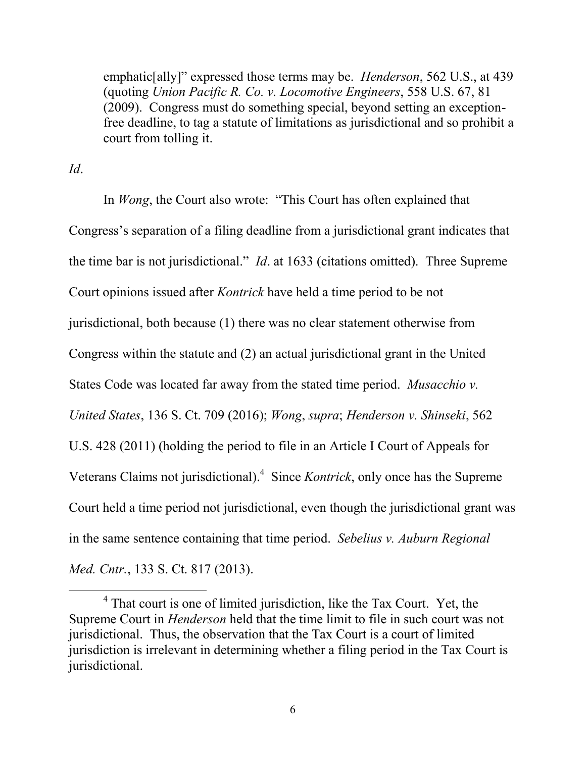> emphatic[ally]" expressed those terms may be. *Henderson*, 562 U.S., at 439 (quoting *Union Pacific R. Co. v. Locomotive Engineers*, 558 U.S. 67, 81 (2009). Congress must do something special, beyond setting an exception-free deadline, to tag a statute of limitations as jurisdictional and so prohibit a court from tolling it.

*Id*.

In *Wong*, the Court also wrote: "This Court has often explained that Congress's separation of a filing deadline from a jurisdictional grant indicates that the time bar is not jurisdictional." *Id*. at 1633 (citations omitted). Three Supreme Court opinions issued after *Kontrick* have held a time period to be not jurisdictional, both because (1) there was no clear statement otherwise from Congress within the statute and (2) an actual jurisdictional grant in the United States Code was located far away from the stated time period. *Musacchio v. United States*, 136 S. Ct. 709 (2016); *Wong*, *supra*; *Henderson v. Shinseki*, 562 U.S. 428 (2011) (holding the period to file in an Article I Court of Appeals for Veterans Claims not jurisdictional).[4] Since *Kontrick*, only once has the Supreme Court held a time period not jurisdictional, even though the jurisdictional grant was in the same sentence containing that time period. *Sebelius v. Auburn Regional Med. Cntr.*, 133 S. Ct. 817 (2013).

[4] That court is one of limited jurisdiction, like the Tax Court. Yet, the Supreme Court in *Henderson* held that the time limit to file in such court was not jurisdictional. Thus, the observation that the Tax Court is a court of limited jurisdiction is irrelevant in determining whether a filing period in the Tax Court is jurisdictional.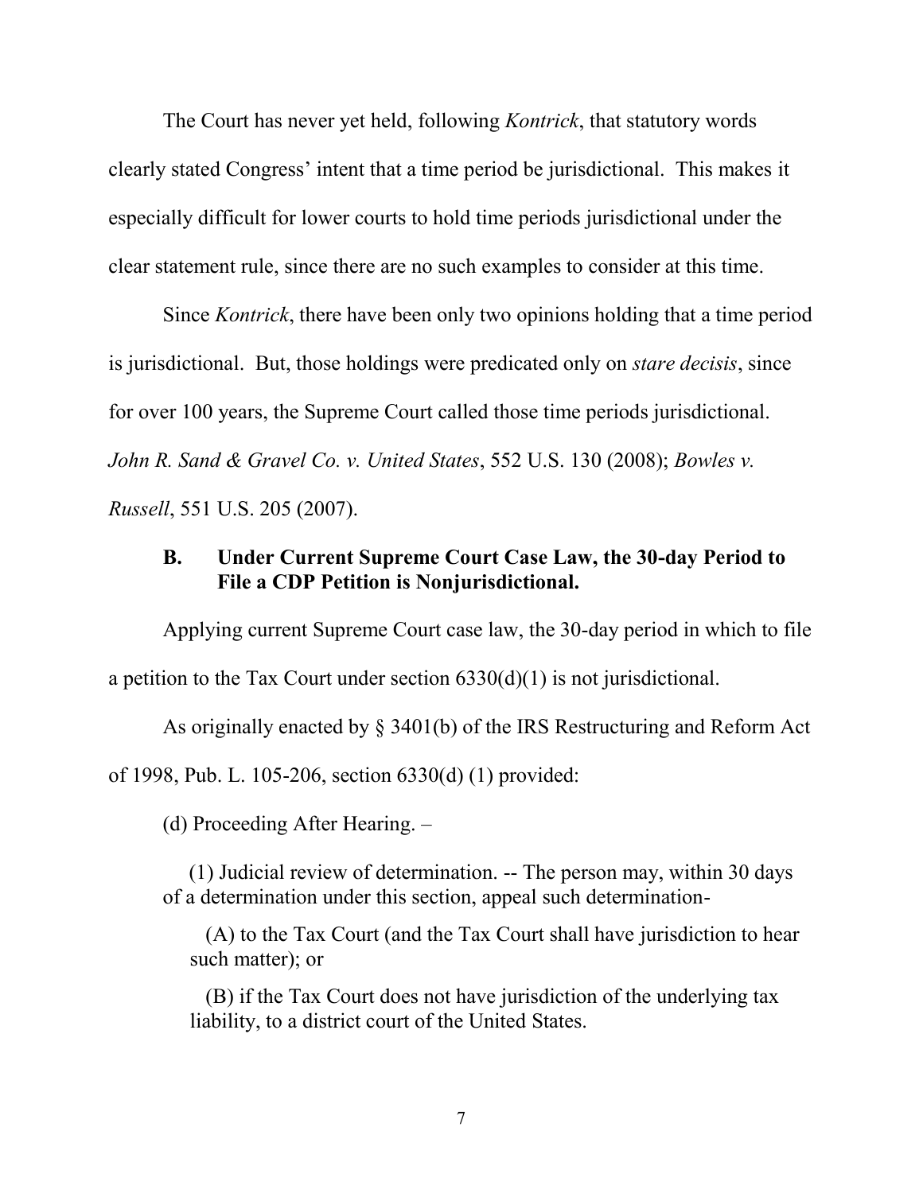The Court has never yet held, following *Kontrick*, that statutory words clearly stated Congress' intent that a time period be jurisdictional. This makes it especially difficult for lower courts to hold time periods jurisdictional under the clear statement rule, since there are no such examples to consider at this time.

Since *Kontrick*, there have been only two opinions holding that a time period is jurisdictional. But, those holdings were predicated only on *stare decisis*, since for over 100 years, the Supreme Court called those time periods jurisdictional. *John R. Sand & Gravel Co. v. United States*, 552 U.S. 130 (2008); *Bowles v. Russell*, 551 U.S. 205 (2007).

### B. Under Current Supreme Court Case Law, the 30-day Period to File a CDP Petition is Nonjurisdictional.

Applying current Supreme Court case law, the 30-day period in which to file a petition to the Tax Court under section 6330(d)(1) is not jurisdictional.

As originally enacted by § 3401(b) of the IRS Restructuring and Reform Act of 1998, Pub. L. 105-206, section 6330(d) (1) provided:

> (d) Proceeding After Hearing. –
>
> (1) Judicial review of determination. -- The person may, within 30 days of a determination under this section, appeal such determination-
>
> (A) to the Tax Court (and the Tax Court shall have jurisdiction to hear such matter); or
>
> (B) if the Tax Court does not have jurisdiction of the underlying tax liability, to a district court of the United States.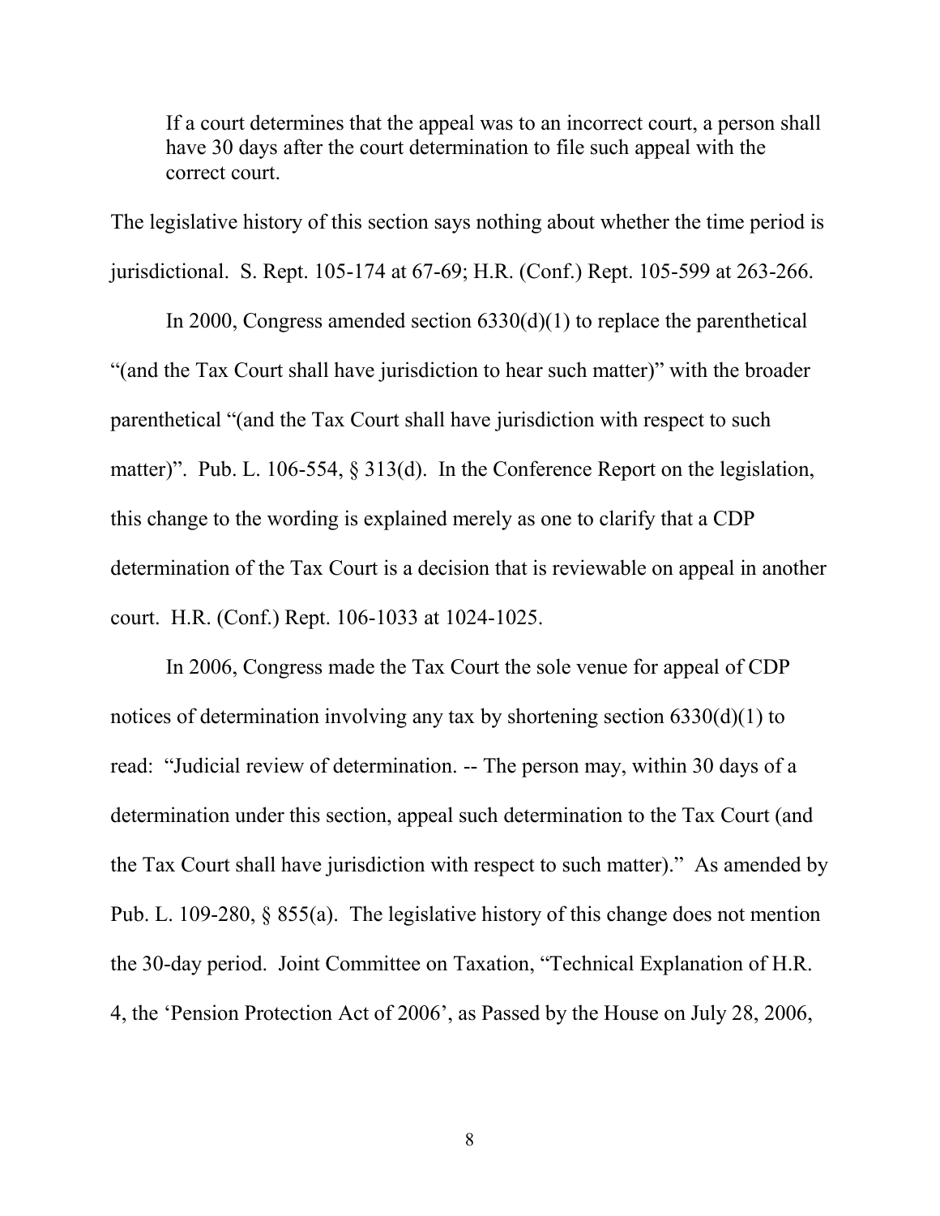> If a court determines that the appeal was to an incorrect court, a person shall have 30 days after the court determination to file such appeal with the correct court.

The legislative history of this section says nothing about whether the time period is jurisdictional. S. Rept. 105-174 at 67-69; H.R. (Conf.) Rept. 105-599 at 263-266.

In 2000, Congress amended section 6330(d)(1) to replace the parenthetical "(and the Tax Court shall have jurisdiction to hear such matter)" with the broader parenthetical "(and the Tax Court shall have jurisdiction with respect to such matter)". Pub. L. 106-554, § 313(d). In the Conference Report on the legislation, this change to the wording is explained merely as one to clarify that a CDP determination of the Tax Court is a decision that is reviewable on appeal in another court. H.R. (Conf.) Rept. 106-1033 at 1024-1025.

In 2006, Congress made the Tax Court the sole venue for appeal of CDP notices of determination involving any tax by shortening section 6330(d)(1) to read: "Judicial review of determination. -- The person may, within 30 days of a determination under this section, appeal such determination to the Tax Court (and the Tax Court shall have jurisdiction with respect to such matter)." As amended by Pub. L. 109-280, § 855(a). The legislative history of this change does not mention the 30-day period. Joint Committee on Taxation, "Technical Explanation of H.R. 4, the 'Pension Protection Act of 2006', as Passed by the House on July 28, 2006,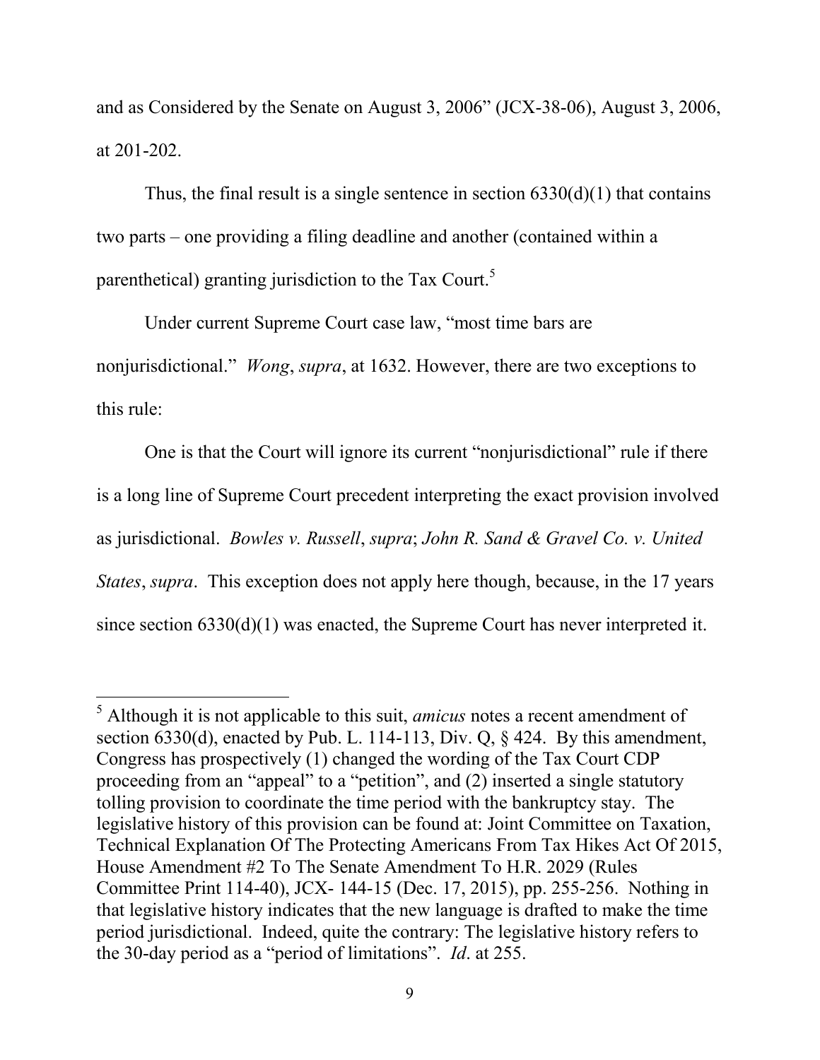and as Considered by the Senate on August 3, 2006" (JCX-38-06), August 3, 2006, at 201-202.

Thus, the final result is a single sentence in section 6330(d)(1) that contains two parts – one providing a filing deadline and another (contained within a parenthetical) granting jurisdiction to the Tax Court.[5]

Under current Supreme Court case law, "most time bars are nonjurisdictional." *Wong*, *supra*, at 1632. However, there are two exceptions to this rule:

One is that the Court will ignore its current "nonjurisdictional" rule if there is a long line of Supreme Court precedent interpreting the exact provision involved as jurisdictional. *Bowles v. Russell*, *supra*; *John R. Sand & Gravel Co. v. United States*, *supra*. This exception does not apply here though, because, in the 17 years since section 6330(d)(1) was enacted, the Supreme Court has never interpreted it.

---

[5] Although it is not applicable to this suit, *amicus* notes a recent amendment of section 6330(d), enacted by Pub. L. 114-113, Div. Q, § 424. By this amendment, Congress has prospectively (1) changed the wording of the Tax Court CDP proceeding from an "appeal" to a "petition", and (2) inserted a single statutory tolling provision to coordinate the time period with the bankruptcy stay. The legislative history of this provision can be found at: Joint Committee on Taxation, Technical Explanation Of The Protecting Americans From Tax Hikes Act Of 2015, House Amendment #2 To The Senate Amendment To H.R. 2029 (Rules Committee Print 114-40), JCX- 144-15 (Dec. 17, 2015), pp. 255-256. Nothing in that legislative history indicates that the new language is drafted to make the time period jurisdictional. Indeed, quite the contrary: The legislative history refers to the 30-day period as a "period of limitations". *Id*. at 255.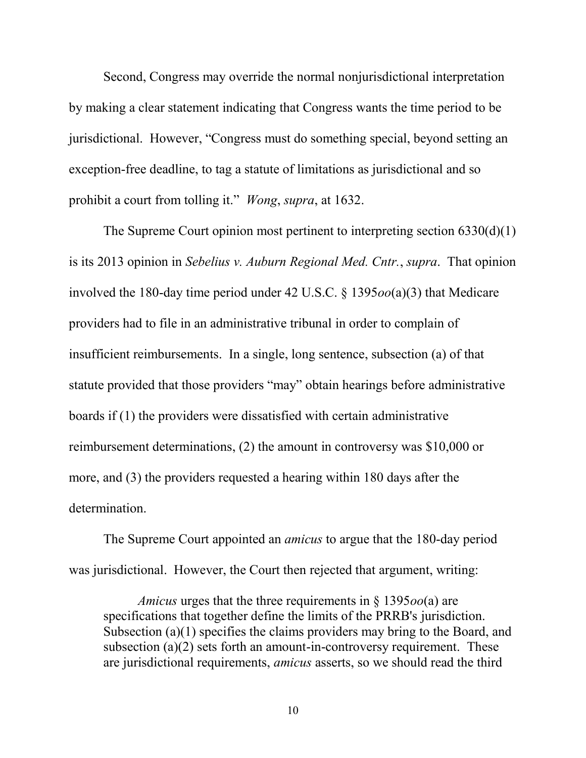Second, Congress may override the normal nonjurisdictional interpretation by making a clear statement indicating that Congress wants the time period to be jurisdictional. However, "Congress must do something special, beyond setting an exception-free deadline, to tag a statute of limitations as jurisdictional and so prohibit a court from tolling it." *Wong*, *supra*, at 1632.

The Supreme Court opinion most pertinent to interpreting section 6330(d)(1) is its 2013 opinion in *Sebelius v. Auburn Regional Med. Cntr.*, *supra*. That opinion involved the 180-day time period under 42 U.S.C. § 1395*oo*(a)(3) that Medicare providers had to file in an administrative tribunal in order to complain of insufficient reimbursements. In a single, long sentence, subsection (a) of that statute provided that those providers "may" obtain hearings before administrative boards if (1) the providers were dissatisfied with certain administrative reimbursement determinations, (2) the amount in controversy was $10,000 or more, and (3) the providers requested a hearing within 180 days after the determination.

The Supreme Court appointed an *amicus* to argue that the 180-day period was jurisdictional. However, the Court then rejected that argument, writing:

> *Amicus* urges that the three requirements in § 1395*oo*(a) are specifications that together define the limits of the PRRB's jurisdiction. Subsection (a)(1) specifies the claims providers may bring to the Board, and subsection (a)(2) sets forth an amount-in-controversy requirement. These are jurisdictional requirements, *amicus* asserts, so we should read the third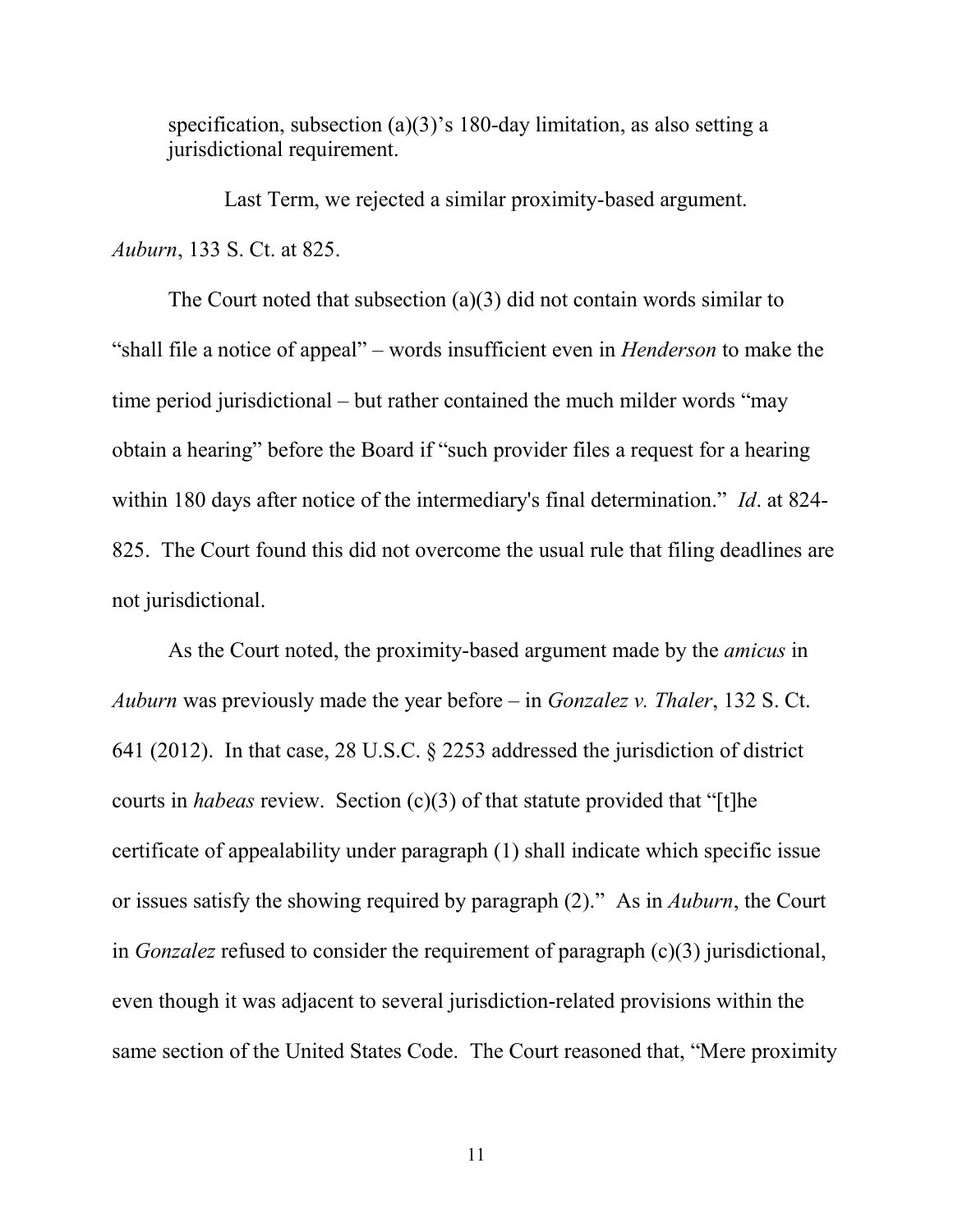> specification, subsection (a)(3)'s 180-day limitation, as also setting a jurisdictional requirement.
>
> Last Term, we rejected a similar proximity-based argument. *Auburn*, 133 S. Ct. at 825.

The Court noted that subsection (a)(3) did not contain words similar to "shall file a notice of appeal" – words insufficient even in *Henderson* to make the time period jurisdictional – but rather contained the much milder words "may obtain a hearing" before the Board if "such provider files a request for a hearing within 180 days after notice of the intermediary's final determination." *Id*. at 824-825. The Court found this did not overcome the usual rule that filing deadlines are not jurisdictional.

As the Court noted, the proximity-based argument made by the *amicus* in *Auburn* was previously made the year before – in *Gonzalez v. Thaler*, 132 S. Ct. 641 (2012). In that case, 28 U.S.C. § 2253 addressed the jurisdiction of district courts in *habeas* review. Section (c)(3) of that statute provided that "[t]he certificate of appealability under paragraph (1) shall indicate which specific issue or issues satisfy the showing required by paragraph (2)." As in *Auburn*, the Court in *Gonzalez* refused to consider the requirement of paragraph (c)(3) jurisdictional, even though it was adjacent to several jurisdiction-related provisions within the same section of the United States Code. The Court reasoned that, "Mere proximity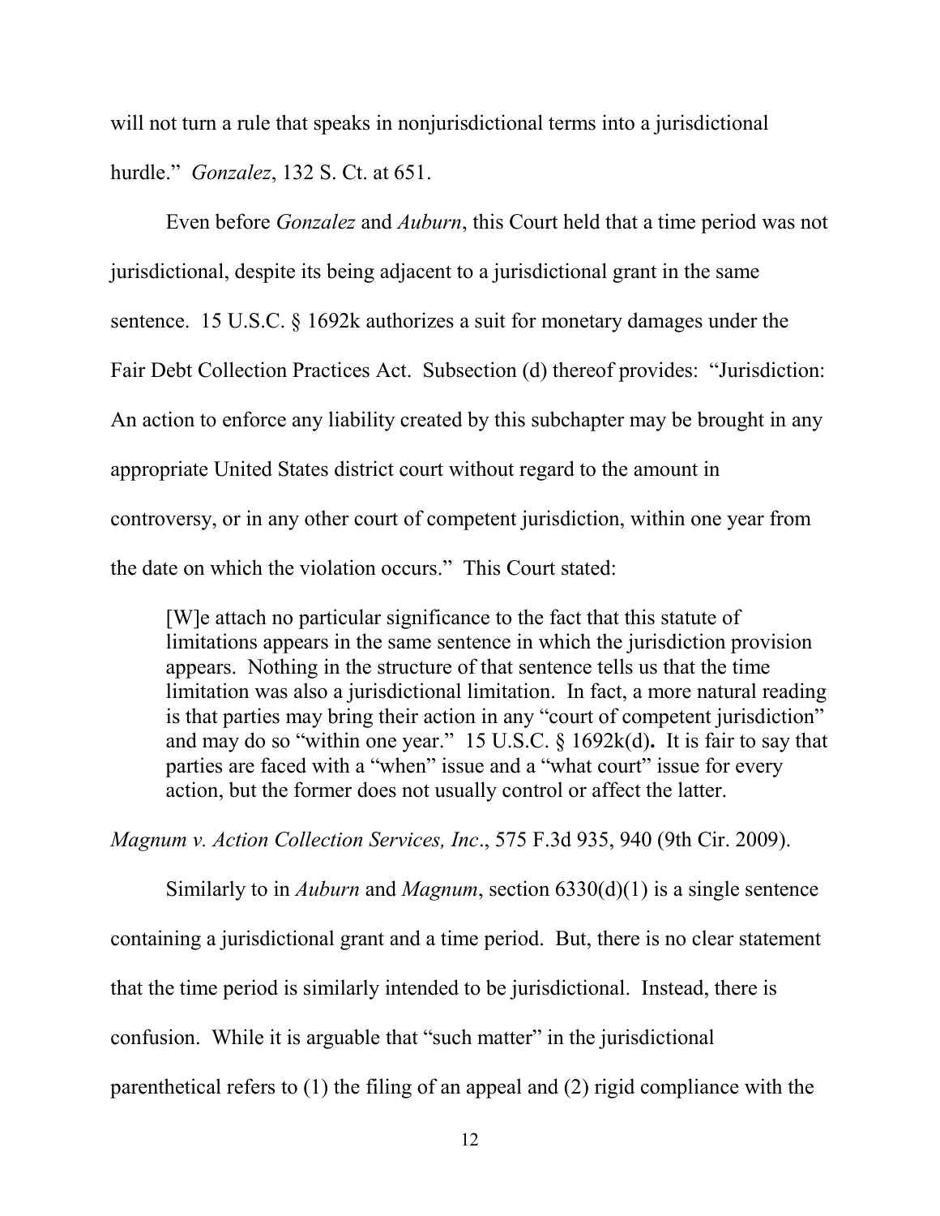will not turn a rule that speaks in nonjurisdictional terms into a jurisdictional hurdle." *Gonzalez*, 132 S. Ct. at 651.

Even before *Gonzalez* and *Auburn*, this Court held that a time period was not jurisdictional, despite its being adjacent to a jurisdictional grant in the same sentence. 15 U.S.C. § 1692k authorizes a suit for monetary damages under the Fair Debt Collection Practices Act. Subsection (d) thereof provides: "Jurisdiction: An action to enforce any liability created by this subchapter may be brought in any appropriate United States district court without regard to the amount in controversy, or in any other court of competent jurisdiction, within one year from the date on which the violation occurs." This Court stated:

> [W]e attach no particular significance to the fact that this statute of limitations appears in the same sentence in which the jurisdiction provision appears. Nothing in the structure of that sentence tells us that the time limitation was also a jurisdictional limitation. In fact, a more natural reading is that parties may bring their action in any "court of competent jurisdiction" and may do so "within one year." 15 U.S.C. § 1692k(d). It is fair to say that parties are faced with a "when" issue and a "what court" issue for every action, but the former does not usually control or affect the latter.

*Magnum v. Action Collection Services, Inc*., 575 F.3d 935, 940 (9th Cir. 2009).

Similarly to in *Auburn* and *Magnum*, section 6330(d)(1) is a single sentence containing a jurisdictional grant and a time period. But, there is no clear statement that the time period is similarly intended to be jurisdictional. Instead, there is confusion. While it is arguable that "such matter" in the jurisdictional parenthetical refers to (1) the filing of an appeal and (2) rigid compliance with the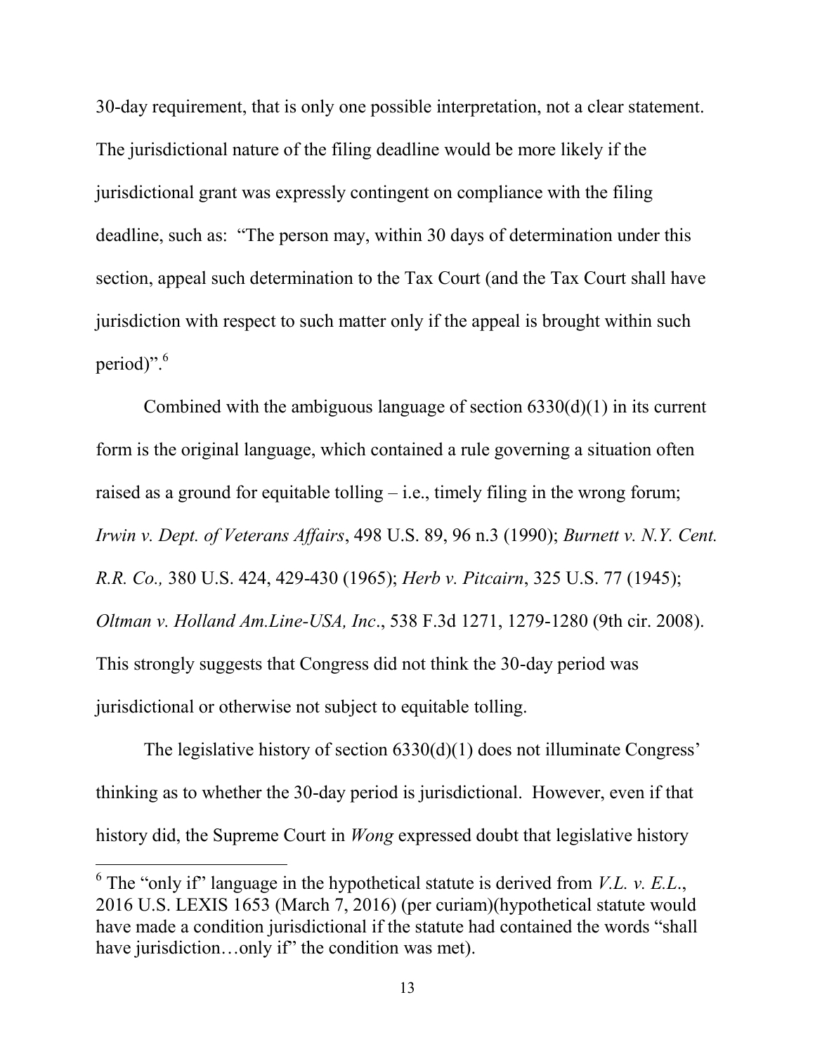30-day requirement, that is only one possible interpretation, not a clear statement. The jurisdictional nature of the filing deadline would be more likely if the jurisdictional grant was expressly contingent on compliance with the filing deadline, such as: "The person may, within 30 days of determination under this section, appeal such determination to the Tax Court (and the Tax Court shall have jurisdiction with respect to such matter only if the appeal is brought within such period)".[6]

Combined with the ambiguous language of section 6330(d)(1) in its current form is the original language, which contained a rule governing a situation often raised as a ground for equitable tolling – i.e., timely filing in the wrong forum; *Irwin v. Dept. of Veterans Affairs*, 498 U.S. 89, 96 n.3 (1990); *Burnett v. N.Y. Cent. R.R. Co.,* 380 U.S. 424, 429-430 (1965); *Herb v. Pitcairn*, 325 U.S. 77 (1945); *Oltman v. Holland Am.Line-USA, Inc*., 538 F.3d 1271, 1279-1280 (9th cir. 2008). This strongly suggests that Congress did not think the 30-day period was jurisdictional or otherwise not subject to equitable tolling.

The legislative history of section 6330(d)(1) does not illuminate Congress' thinking as to whether the 30-day period is jurisdictional. However, even if that history did, the Supreme Court in *Wong* expressed doubt that legislative history

[6] The "only if" language in the hypothetical statute is derived from *V.L. v. E.L*., 2016 U.S. LEXIS 1653 (March 7, 2016) (per curiam)(hypothetical statute would have made a condition jurisdictional if the statute had contained the words "shall have jurisdiction…only if" the condition was met).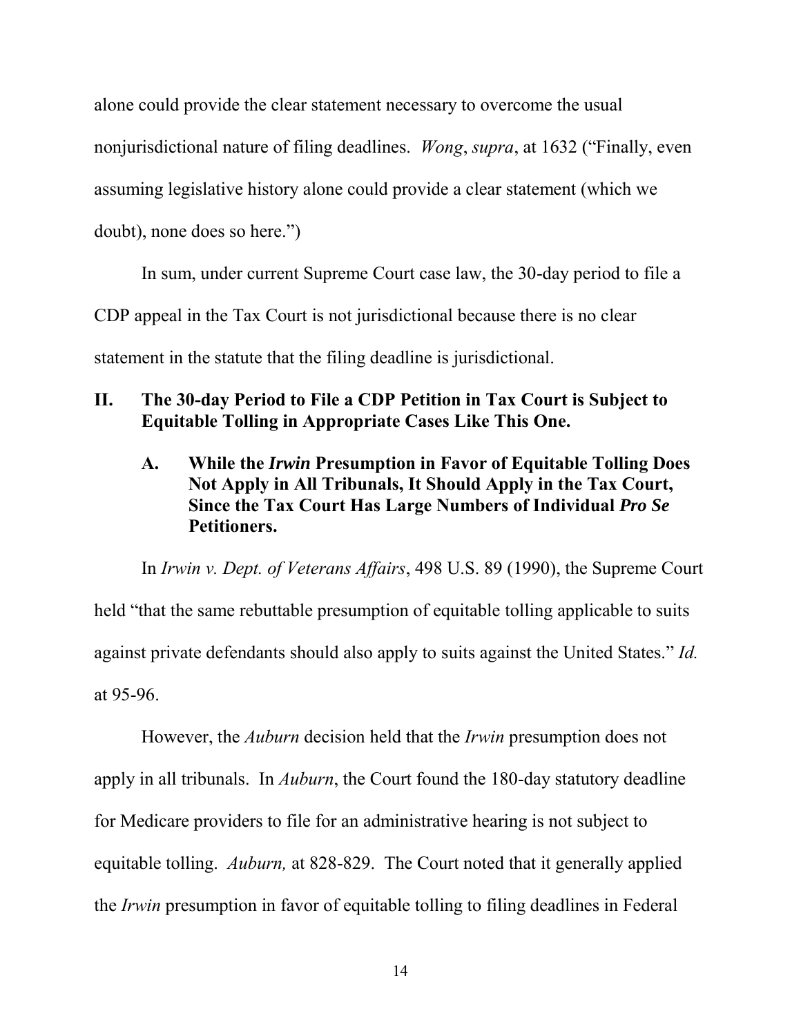alone could provide the clear statement necessary to overcome the usual nonjurisdictional nature of filing deadlines. *Wong*, *supra*, at 1632 ("Finally, even assuming legislative history alone could provide a clear statement (which we doubt), none does so here.")

In sum, under current Supreme Court case law, the 30-day period to file a CDP appeal in the Tax Court is not jurisdictional because there is no clear statement in the statute that the filing deadline is jurisdictional.

## II. The 30-day Period to File a CDP Petition in Tax Court is Subject to Equitable Tolling in Appropriate Cases Like This One.

### A. While the *Irwin* Presumption in Favor of Equitable Tolling Does Not Apply in All Tribunals, It Should Apply in the Tax Court, Since the Tax Court Has Large Numbers of Individual *Pro Se* Petitioners.

In *Irwin v. Dept. of Veterans Affairs*, 498 U.S. 89 (1990), the Supreme Court held "that the same rebuttable presumption of equitable tolling applicable to suits against private defendants should also apply to suits against the United States." *Id.* at 95-96.

However, the *Auburn* decision held that the *Irwin* presumption does not apply in all tribunals. In *Auburn*, the Court found the 180-day statutory deadline for Medicare providers to file for an administrative hearing is not subject to equitable tolling. *Auburn,* at 828-829. The Court noted that it generally applied the *Irwin* presumption in favor of equitable tolling to filing deadlines in Federal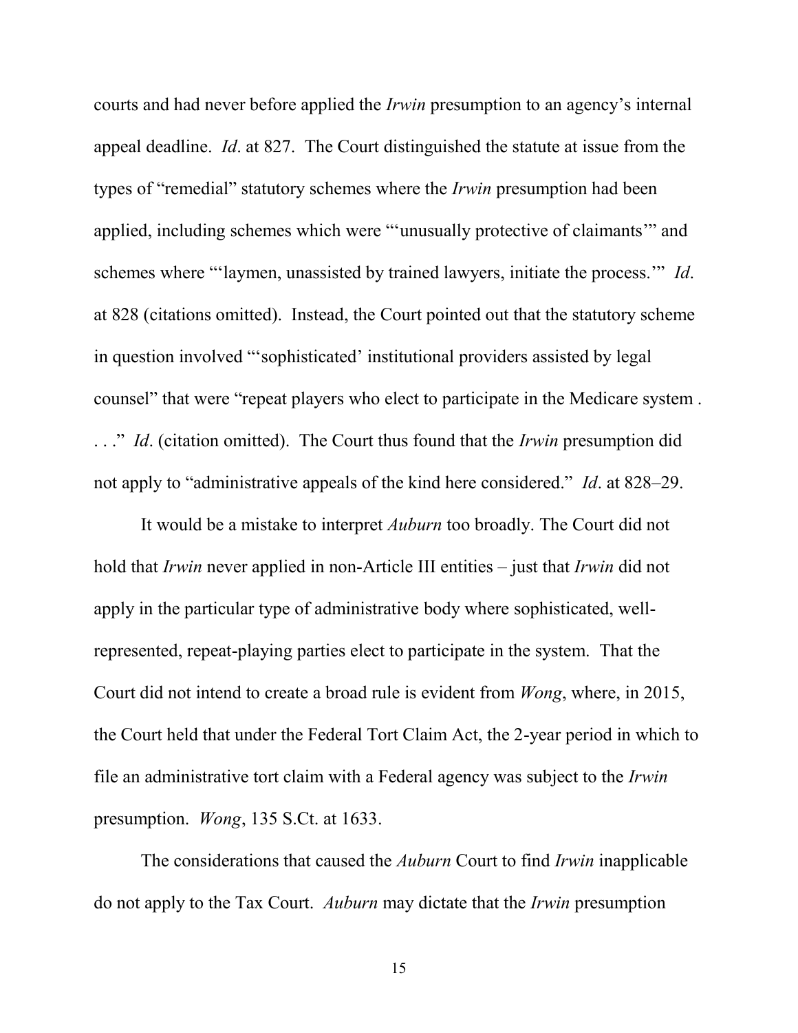courts and had never before applied the *Irwin* presumption to an agency's internal appeal deadline. *Id*. at 827. The Court distinguished the statute at issue from the types of "remedial" statutory schemes where the *Irwin* presumption had been applied, including schemes which were "'unusually protective of claimants'" and schemes where "'laymen, unassisted by trained lawyers, initiate the process.'" *Id*. at 828 (citations omitted). Instead, the Court pointed out that the statutory scheme in question involved "'sophisticated' institutional providers assisted by legal counsel" that were "repeat players who elect to participate in the Medicare system . . . ." *Id*. (citation omitted). The Court thus found that the *Irwin* presumption did not apply to "administrative appeals of the kind here considered." *Id*. at 828–29.

It would be a mistake to interpret *Auburn* too broadly. The Court did not hold that *Irwin* never applied in non-Article III entities – just that *Irwin* did not apply in the particular type of administrative body where sophisticated, well-represented, repeat-playing parties elect to participate in the system. That the Court did not intend to create a broad rule is evident from *Wong*, where, in 2015, the Court held that under the Federal Tort Claim Act, the 2-year period in which to file an administrative tort claim with a Federal agency was subject to the *Irwin* presumption. *Wong*, 135 S.Ct. at 1633.

The considerations that caused the *Auburn* Court to find *Irwin* inapplicable do not apply to the Tax Court. *Auburn* may dictate that the *Irwin* presumption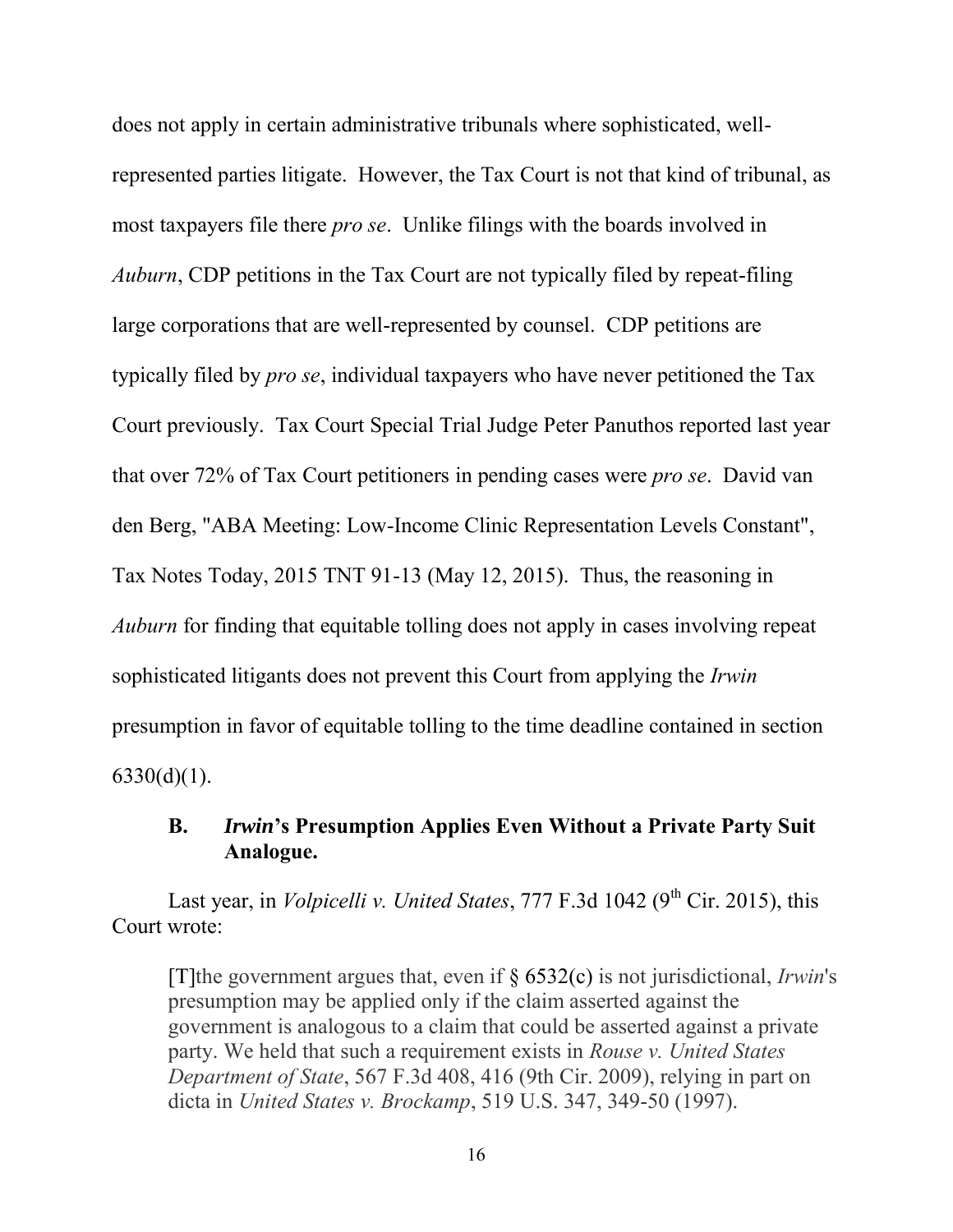does not apply in certain administrative tribunals where sophisticated, well-represented parties litigate. However, the Tax Court is not that kind of tribunal, as most taxpayers file there *pro se*. Unlike filings with the boards involved in *Auburn*, CDP petitions in the Tax Court are not typically filed by repeat-filing large corporations that are well-represented by counsel. CDP petitions are typically filed by *pro se*, individual taxpayers who have never petitioned the Tax Court previously. Tax Court Special Trial Judge Peter Panuthos reported last year that over 72% of Tax Court petitioners in pending cases were *pro se*. David van den Berg, "ABA Meeting: Low-Income Clinic Representation Levels Constant", Tax Notes Today, 2015 TNT 91-13 (May 12, 2015). Thus, the reasoning in *Auburn* for finding that equitable tolling does not apply in cases involving repeat sophisticated litigants does not prevent this Court from applying the *Irwin* presumption in favor of equitable tolling to the time deadline contained in section 6330(d)(1).

### B. *Irwin*'s Presumption Applies Even Without a Private Party Suit Analogue.

Last year, in *Volpicelli v. United States*, 777 F.3d 1042 (9th Cir. 2015), this Court wrote:

> [T]he government argues that, even if § 6532(c) is not jurisdictional, *Irwin*'s presumption may be applied only if the claim asserted against the government is analogous to a claim that could be asserted against a private party. We held that such a requirement exists in *Rouse v. United States Department of State*, 567 F.3d 408, 416 (9th Cir. 2009), relying in part on dicta in *United States v. Brockamp*, 519 U.S. 347, 349-50 (1997).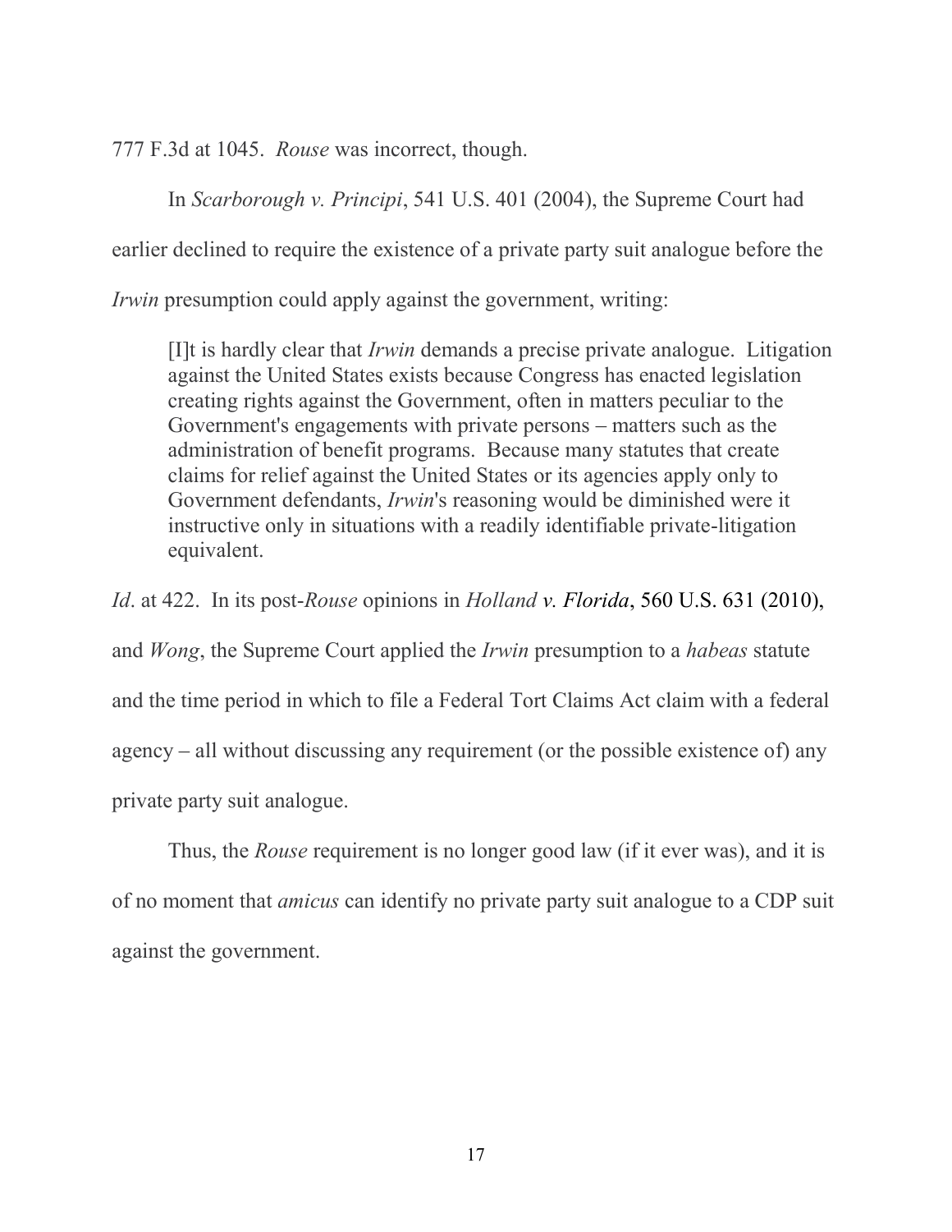777 F.3d at 1045. *Rouse* was incorrect, though.

In *Scarborough v. Principi*, 541 U.S. 401 (2004), the Supreme Court had earlier declined to require the existence of a private party suit analogue before the *Irwin* presumption could apply against the government, writing:

> [I]t is hardly clear that *Irwin* demands a precise private analogue. Litigation against the United States exists because Congress has enacted legislation creating rights against the Government, often in matters peculiar to the Government's engagements with private persons – matters such as the administration of benefit programs. Because many statutes that create claims for relief against the United States or its agencies apply only to Government defendants, *Irwin*'s reasoning would be diminished were it instructive only in situations with a readily identifiable private-litigation equivalent.

*Id*. at 422. In its post-*Rouse* opinions in *Holland v. Florida*, 560 U.S. 631 (2010), and *Wong*, the Supreme Court applied the *Irwin* presumption to a *habeas* statute and the time period in which to file a Federal Tort Claims Act claim with a federal agency – all without discussing any requirement (or the possible existence of) any private party suit analogue.

Thus, the *Rouse* requirement is no longer good law (if it ever was), and it is of no moment that *amicus* can identify no private party suit analogue to a CDP suit against the government.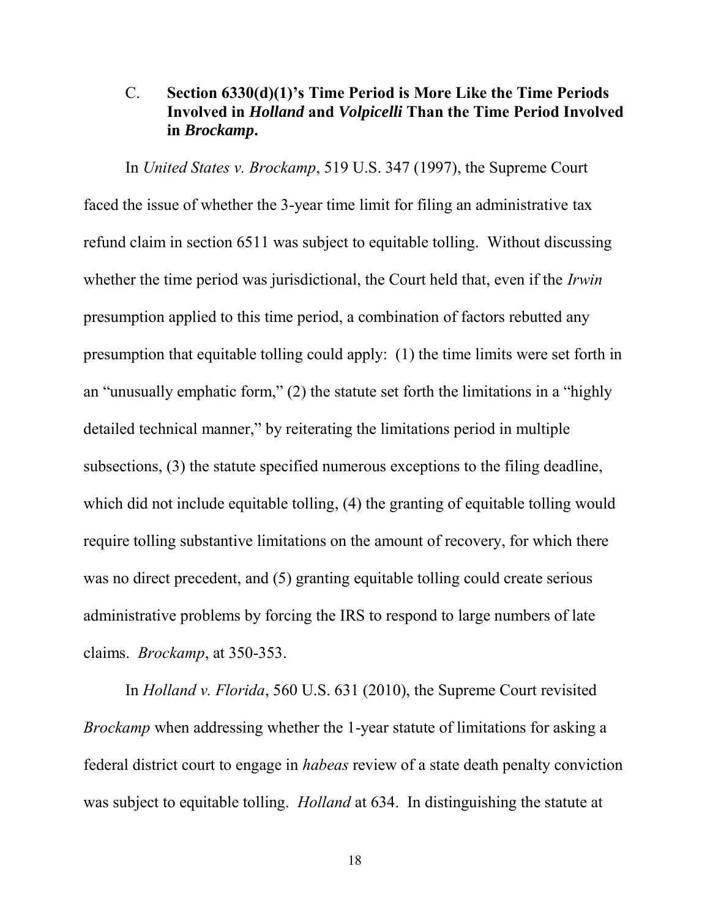### C. **Section 6330(d)(1)'s Time Period is More Like the Time Periods Involved in *Holland* and *Volpicelli* Than the Time Period Involved in *Brockamp*.**

In *United States v. Brockamp*, 519 U.S. 347 (1997), the Supreme Court faced the issue of whether the 3-year time limit for filing an administrative tax refund claim in section 6511 was subject to equitable tolling. Without discussing whether the time period was jurisdictional, the Court held that, even if the *Irwin* presumption applied to this time period, a combination of factors rebutted any presumption that equitable tolling could apply: (1) the time limits were set forth in an "unusually emphatic form," (2) the statute set forth the limitations in a "highly detailed technical manner," by reiterating the limitations period in multiple subsections, (3) the statute specified numerous exceptions to the filing deadline, which did not include equitable tolling, (4) the granting of equitable tolling would require tolling substantive limitations on the amount of recovery, for which there was no direct precedent, and (5) granting equitable tolling could create serious administrative problems by forcing the IRS to respond to large numbers of late claims. *Brockamp*, at 350-353.

In *Holland v. Florida*, 560 U.S. 631 (2010), the Supreme Court revisited *Brockamp* when addressing whether the 1-year statute of limitations for asking a federal district court to engage in *habeas* review of a state death penalty conviction was subject to equitable tolling. *Holland* at 634. In distinguishing the statute at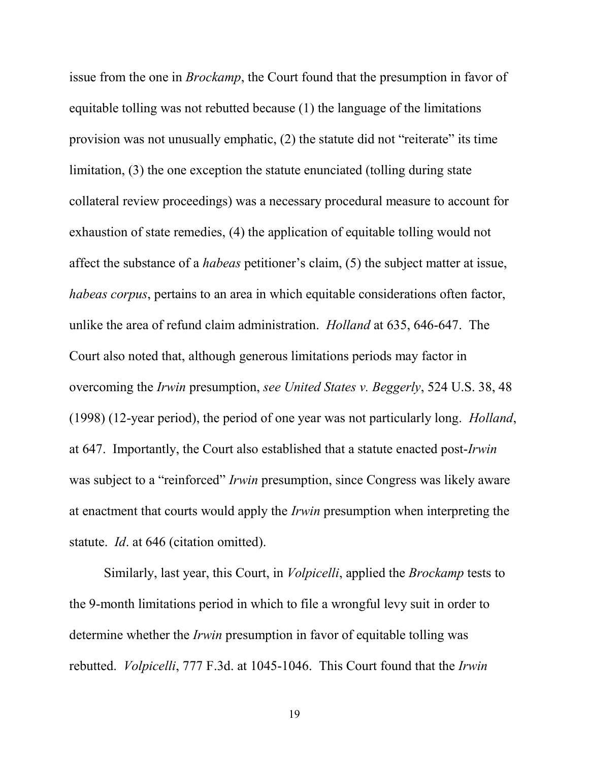issue from the one in *Brockamp*, the Court found that the presumption in favor of equitable tolling was not rebutted because (1) the language of the limitations provision was not unusually emphatic, (2) the statute did not "reiterate" its time limitation, (3) the one exception the statute enunciated (tolling during state collateral review proceedings) was a necessary procedural measure to account for exhaustion of state remedies, (4) the application of equitable tolling would not affect the substance of a *habeas* petitioner's claim, (5) the subject matter at issue, *habeas corpus*, pertains to an area in which equitable considerations often factor, unlike the area of refund claim administration. *Holland* at 635, 646-647. The Court also noted that, although generous limitations periods may factor in overcoming the *Irwin* presumption, *see United States v. Beggerly*, 524 U.S. 38, 48 (1998) (12-year period), the period of one year was not particularly long. *Holland*, at 647. Importantly, the Court also established that a statute enacted post-*Irwin* was subject to a "reinforced" *Irwin* presumption, since Congress was likely aware at enactment that courts would apply the *Irwin* presumption when interpreting the statute. *Id*. at 646 (citation omitted).

Similarly, last year, this Court, in *Volpicelli*, applied the *Brockamp* tests to the 9-month limitations period in which to file a wrongful levy suit in order to determine whether the *Irwin* presumption in favor of equitable tolling was rebutted. *Volpicelli*, 777 F.3d. at 1045-1046. This Court found that the *Irwin*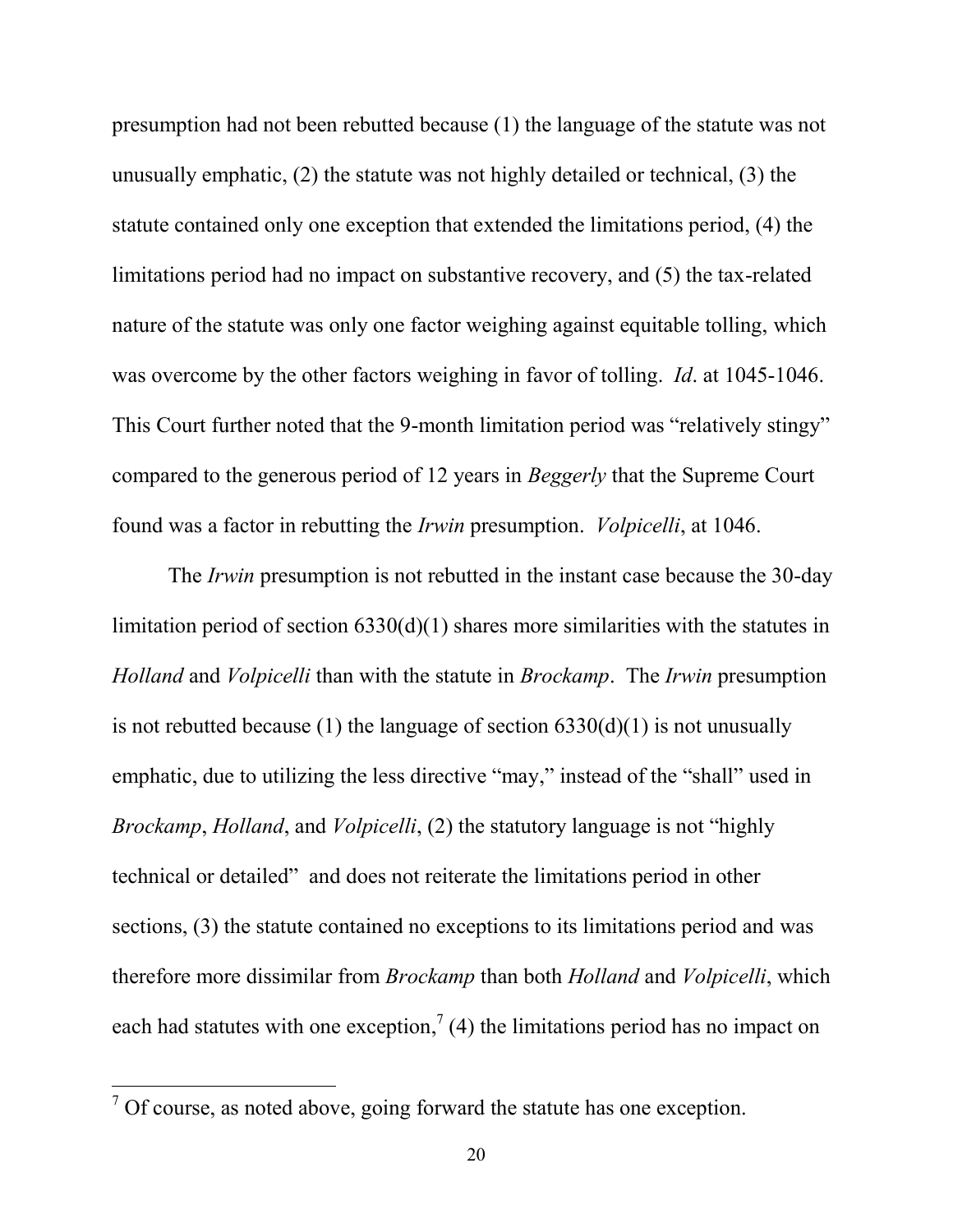presumption had not been rebutted because (1) the language of the statute was not unusually emphatic, (2) the statute was not highly detailed or technical, (3) the statute contained only one exception that extended the limitations period, (4) the limitations period had no impact on substantive recovery, and (5) the tax-related nature of the statute was only one factor weighing against equitable tolling, which was overcome by the other factors weighing in favor of tolling. *Id*. at 1045-1046. This Court further noted that the 9-month limitation period was "relatively stingy" compared to the generous period of 12 years in *Beggerly* that the Supreme Court found was a factor in rebutting the *Irwin* presumption. *Volpicelli*, at 1046.

The *Irwin* presumption is not rebutted in the instant case because the 30-day limitation period of section 6330(d)(1) shares more similarities with the statutes in *Holland* and *Volpicelli* than with the statute in *Brockamp*. The *Irwin* presumption is not rebutted because (1) the language of section 6330(d)(1) is not unusually emphatic, due to utilizing the less directive "may," instead of the "shall" used in *Brockamp*, *Holland*, and *Volpicelli*, (2) the statutory language is not "highly technical or detailed" and does not reiterate the limitations period in other sections, (3) the statute contained no exceptions to its limitations period and was therefore more dissimilar from *Brockamp* than both *Holland* and *Volpicelli*, which each had statutes with one exception,[7] (4) the limitations period has no impact on

[7] Of course, as noted above, going forward the statute has one exception.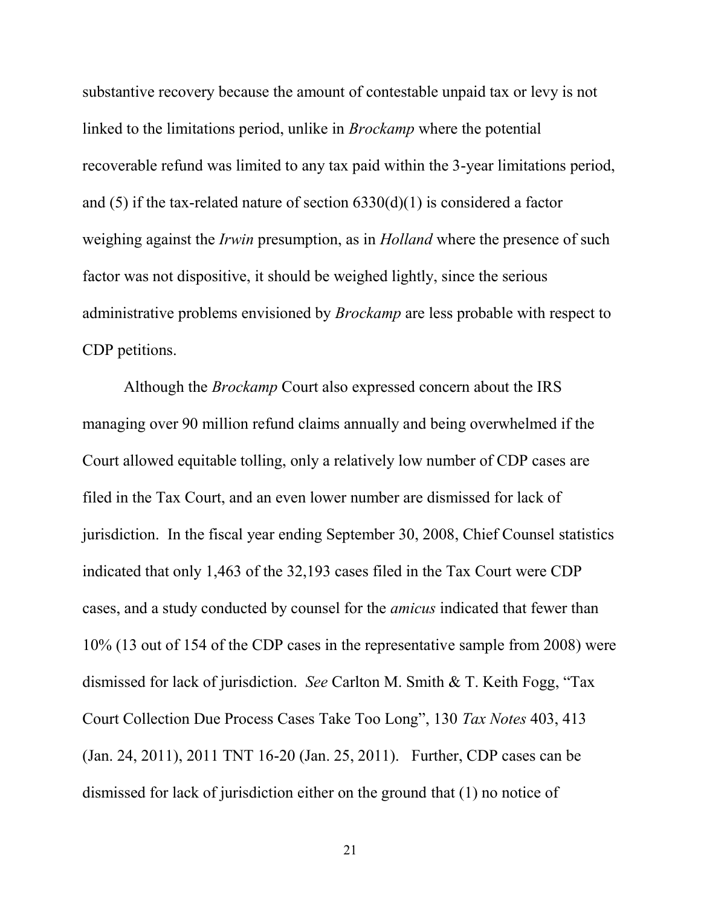substantive recovery because the amount of contestable unpaid tax or levy is not linked to the limitations period, unlike in *Brockamp* where the potential recoverable refund was limited to any tax paid within the 3-year limitations period, and (5) if the tax-related nature of section 6330(d)(1) is considered a factor weighing against the *Irwin* presumption, as in *Holland* where the presence of such factor was not dispositive, it should be weighed lightly, since the serious administrative problems envisioned by *Brockamp* are less probable with respect to CDP petitions.

Although the *Brockamp* Court also expressed concern about the IRS managing over 90 million refund claims annually and being overwhelmed if the Court allowed equitable tolling, only a relatively low number of CDP cases are filed in the Tax Court, and an even lower number are dismissed for lack of jurisdiction. In the fiscal year ending September 30, 2008, Chief Counsel statistics indicated that only 1,463 of the 32,193 cases filed in the Tax Court were CDP cases, and a study conducted by counsel for the *amicus* indicated that fewer than 10% (13 out of 154 of the CDP cases in the representative sample from 2008) were dismissed for lack of jurisdiction. *See* Carlton M. Smith & T. Keith Fogg, "Tax Court Collection Due Process Cases Take Too Long", 130 *Tax Notes* 403, 413 (Jan. 24, 2011), 2011 TNT 16-20 (Jan. 25, 2011). Further, CDP cases can be dismissed for lack of jurisdiction either on the ground that (1) no notice of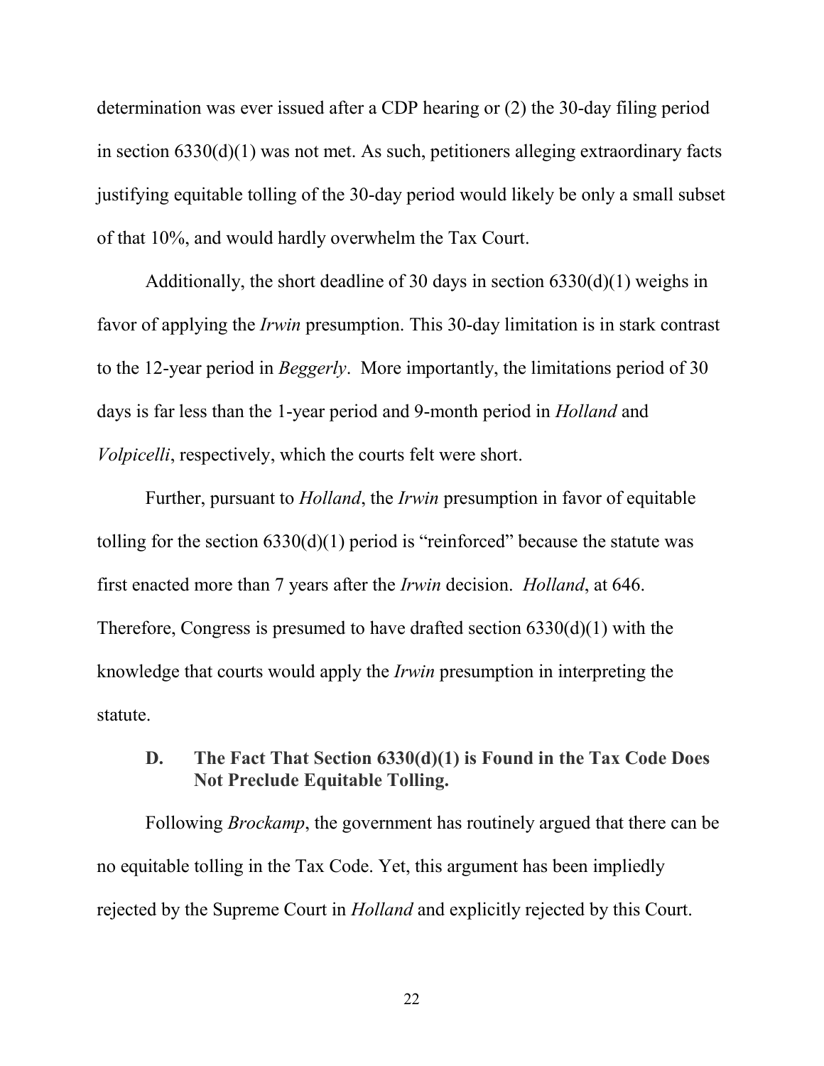determination was ever issued after a CDP hearing or (2) the 30-day filing period in section 6330(d)(1) was not met. As such, petitioners alleging extraordinary facts justifying equitable tolling of the 30-day period would likely be only a small subset of that 10%, and would hardly overwhelm the Tax Court.

Additionally, the short deadline of 30 days in section 6330(d)(1) weighs in favor of applying the *Irwin* presumption. This 30-day limitation is in stark contrast to the 12-year period in *Beggerly*. More importantly, the limitations period of 30 days is far less than the 1-year period and 9-month period in *Holland* and *Volpicelli*, respectively, which the courts felt were short.

Further, pursuant to *Holland*, the *Irwin* presumption in favor of equitable tolling for the section 6330(d)(1) period is "reinforced" because the statute was first enacted more than 7 years after the *Irwin* decision. *Holland*, at 646. Therefore, Congress is presumed to have drafted section 6330(d)(1) with the knowledge that courts would apply the *Irwin* presumption in interpreting the statute.

### D. The Fact That Section 6330(d)(1) is Found in the Tax Code Does Not Preclude Equitable Tolling.

Following *Brockamp*, the government has routinely argued that there can be no equitable tolling in the Tax Code. Yet, this argument has been impliedly rejected by the Supreme Court in *Holland* and explicitly rejected by this Court.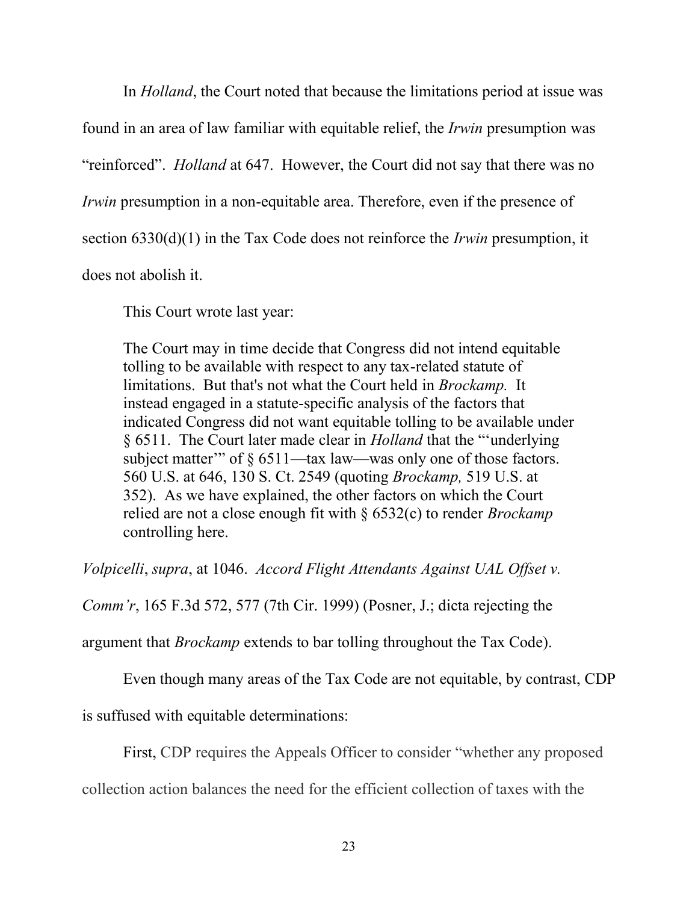In *Holland*, the Court noted that because the limitations period at issue was found in an area of law familiar with equitable relief, the *Irwin* presumption was "reinforced". *Holland* at 647. However, the Court did not say that there was no *Irwin* presumption in a non-equitable area. Therefore, even if the presence of section 6330(d)(1) in the Tax Code does not reinforce the *Irwin* presumption, it does not abolish it.

This Court wrote last year:

> The Court may in time decide that Congress did not intend equitable tolling to be available with respect to any tax-related statute of limitations. But that's not what the Court held in *Brockamp.* It instead engaged in a statute-specific analysis of the factors that indicated Congress did not want equitable tolling to be available under § 6511. The Court later made clear in *Holland* that the "'underlying subject matter'" of § 6511—tax law—was only one of those factors. 560 U.S. at 646, 130 S. Ct. 2549 (quoting *Brockamp,* 519 U.S. at 352). As we have explained, the other factors on which the Court relied are not a close enough fit with § 6532(c) to render *Brockamp* controlling here.

*Volpicelli*, *supra*, at 1046. *Accord Flight Attendants Against UAL Offset v. Comm'r*, 165 F.3d 572, 577 (7th Cir. 1999) (Posner, J.; dicta rejecting the argument that *Brockamp* extends to bar tolling throughout the Tax Code).

Even though many areas of the Tax Code are not equitable, by contrast, CDP is suffused with equitable determinations:

First, CDP requires the Appeals Officer to consider "whether any proposed collection action balances the need for the efficient collection of taxes with the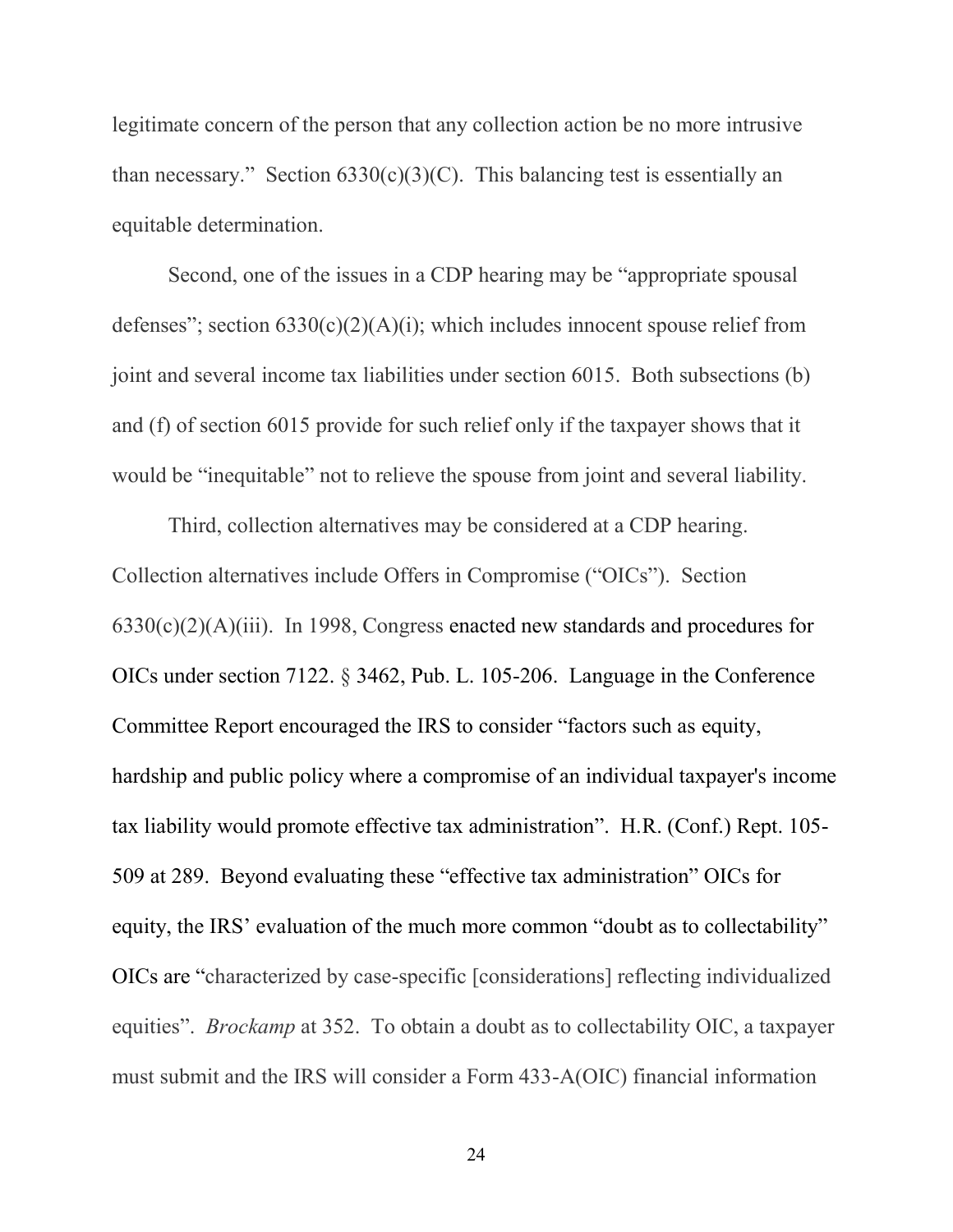legitimate concern of the person that any collection action be no more intrusive than necessary." Section 6330(c)(3)(C). This balancing test is essentially an equitable determination.

Second, one of the issues in a CDP hearing may be "appropriate spousal defenses"; section 6330(c)(2)(A)(i); which includes innocent spouse relief from joint and several income tax liabilities under section 6015. Both subsections (b) and (f) of section 6015 provide for such relief only if the taxpayer shows that it would be "inequitable" not to relieve the spouse from joint and several liability.

Third, collection alternatives may be considered at a CDP hearing. Collection alternatives include Offers in Compromise ("OICs"). Section 6330(c)(2)(A)(iii). In 1998, Congress enacted new standards and procedures for OICs under section 7122. § 3462, Pub. L. 105-206. Language in the Conference Committee Report encouraged the IRS to consider "factors such as equity, hardship and public policy where a compromise of an individual taxpayer's income tax liability would promote effective tax administration". H.R. (Conf.) Rept. 105-509 at 289. Beyond evaluating these "effective tax administration" OICs for equity, the IRS' evaluation of the much more common "doubt as to collectability" OICs are "characterized by case-specific [considerations] reflecting individualized equities". *Brockamp* at 352. To obtain a doubt as to collectability OIC, a taxpayer must submit and the IRS will consider a Form 433-A(OIC) financial information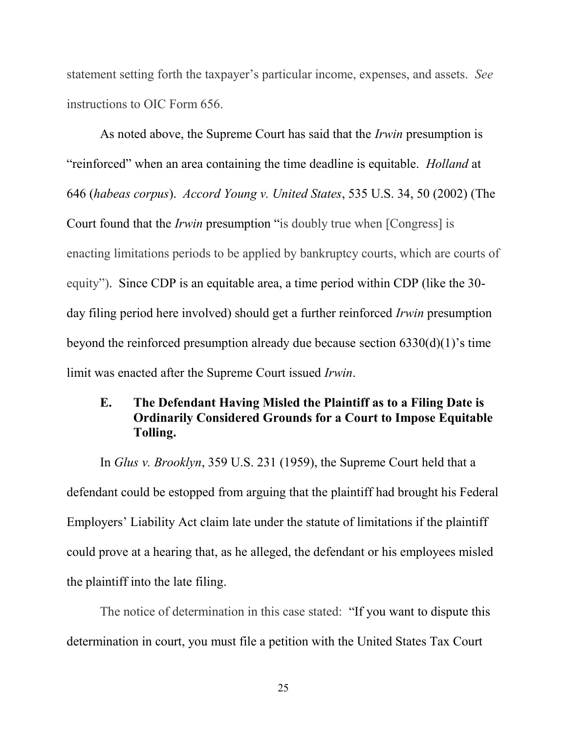statement setting forth the taxpayer's particular income, expenses, and assets. *See* instructions to OIC Form 656.

As noted above, the Supreme Court has said that the *Irwin* presumption is "reinforced" when an area containing the time deadline is equitable. *Holland* at 646 (*habeas corpus*). *Accord Young v. United States*, 535 U.S. 34, 50 (2002) (The Court found that the *Irwin* presumption "is doubly true when [Congress] is enacting limitations periods to be applied by bankruptcy courts, which are courts of equity"). Since CDP is an equitable area, a time period within CDP (like the 30-day filing period here involved) should get a further reinforced *Irwin* presumption beyond the reinforced presumption already due because section 6330(d)(1)'s time limit was enacted after the Supreme Court issued *Irwin*.

### E. The Defendant Having Misled the Plaintiff as to a Filing Date is Ordinarily Considered Grounds for a Court to Impose Equitable Tolling.

In *Glus v. Brooklyn*, 359 U.S. 231 (1959), the Supreme Court held that a defendant could be estopped from arguing that the plaintiff had brought his Federal Employers' Liability Act claim late under the statute of limitations if the plaintiff could prove at a hearing that, as he alleged, the defendant or his employees misled the plaintiff into the late filing.

The notice of determination in this case stated: "If you want to dispute this determination in court, you must file a petition with the United States Tax Court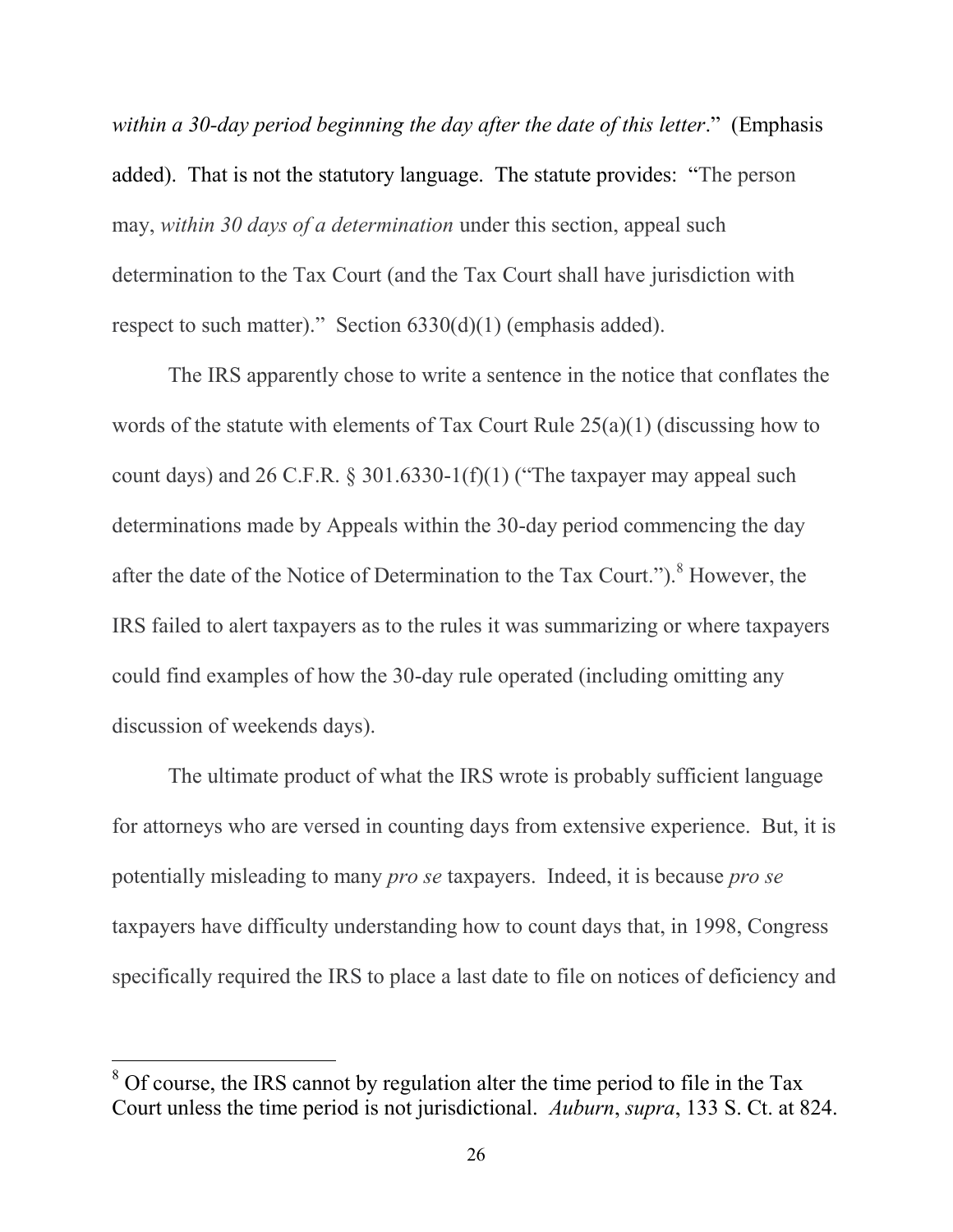*within a 30-day period beginning the day after the date of this letter*." (Emphasis added). That is not the statutory language. The statute provides: "The person may, *within 30 days of a determination* under this section, appeal such determination to the Tax Court (and the Tax Court shall have jurisdiction with respect to such matter)." Section 6330(d)(1) (emphasis added).

The IRS apparently chose to write a sentence in the notice that conflates the words of the statute with elements of Tax Court Rule 25(a)(1) (discussing how to count days) and 26 C.F.R. § 301.6330-1(f)(1) ("The taxpayer may appeal such determinations made by Appeals within the 30-day period commencing the day after the date of the Notice of Determination to the Tax Court.").[8] However, the IRS failed to alert taxpayers as to the rules it was summarizing or where taxpayers could find examples of how the 30-day rule operated (including omitting any discussion of weekends days).

The ultimate product of what the IRS wrote is probably sufficient language for attorneys who are versed in counting days from extensive experience. But, it is potentially misleading to many *pro se* taxpayers. Indeed, it is because *pro se* taxpayers have difficulty understanding how to count days that, in 1998, Congress specifically required the IRS to place a last date to file on notices of deficiency and

---

[8] Of course, the IRS cannot by regulation alter the time period to file in the Tax Court unless the time period is not jurisdictional. *Auburn*, *supra*, 133 S. Ct. at 824.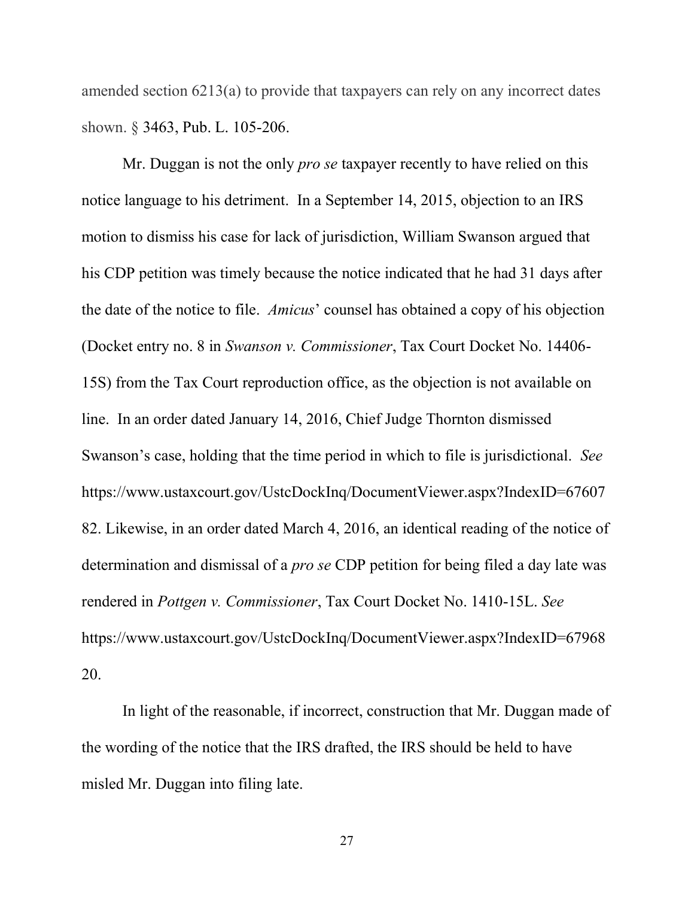amended section 6213(a) to provide that taxpayers can rely on any incorrect dates shown. § 3463, Pub. L. 105-206.

Mr. Duggan is not the only *pro se* taxpayer recently to have relied on this notice language to his detriment. In a September 14, 2015, objection to an IRS motion to dismiss his case for lack of jurisdiction, William Swanson argued that his CDP petition was timely because the notice indicated that he had 31 days after the date of the notice to file. *Amicus*' counsel has obtained a copy of his objection (Docket entry no. 8 in *Swanson v. Commissioner*, Tax Court Docket No. 14406-15S) from the Tax Court reproduction office, as the objection is not available on line. In an order dated January 14, 2016, Chief Judge Thornton dismissed Swanson's case, holding that the time period in which to file is jurisdictional. *See* https://www.ustaxcourt.gov/UstcDockInq/DocumentViewer.aspx?IndexID=6760782. Likewise, in an order dated March 4, 2016, an identical reading of the notice of determination and dismissal of a *pro se* CDP petition for being filed a day late was rendered in *Pottgen v. Commissioner*, Tax Court Docket No. 1410-15L. *See* https://www.ustaxcourt.gov/UstcDockInq/DocumentViewer.aspx?IndexID=6796820.

In light of the reasonable, if incorrect, construction that Mr. Duggan made of the wording of the notice that the IRS drafted, the IRS should be held to have misled Mr. Duggan into filing late.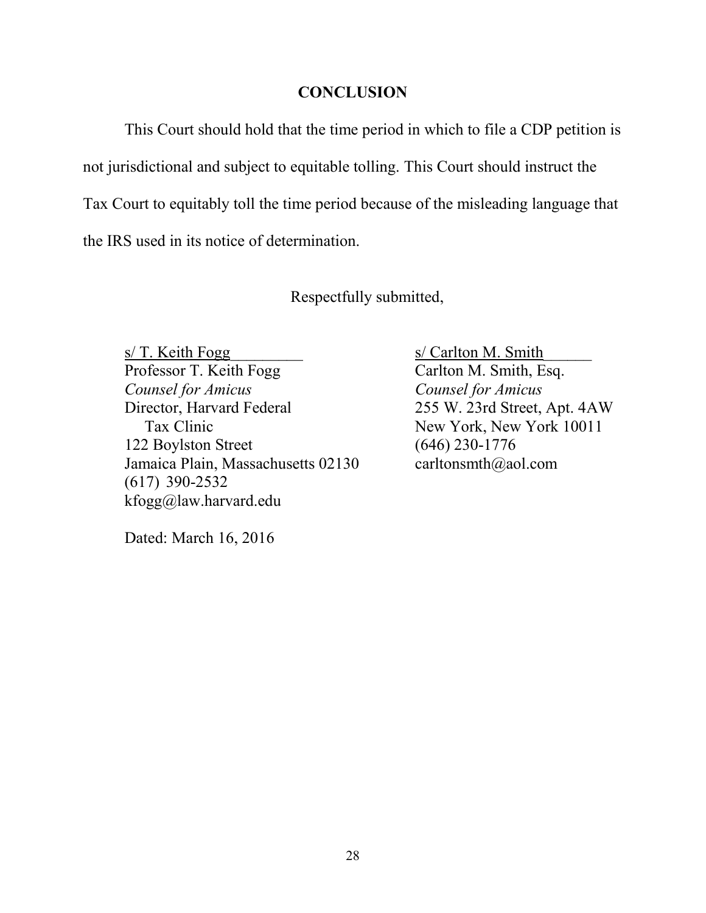## CONCLUSION

This Court should hold that the time period in which to file a CDP petition is not jurisdictional and subject to equitable tolling. This Court should instruct the Tax Court to equitably toll the time period because of the misleading language that the IRS used in its notice of determination.

Respectfully submitted,

s/ T. Keith Fogg
Professor T. Keith Fogg
*Counsel for Amicus*
Director, Harvard Federal
Tax Clinic
122 Boylston Street
Jamaica Plain, Massachusetts 02130
(617) 390-2532
kfogg@law.harvard.edu

s/ Carlton M. Smith
Carlton M. Smith, Esq.
*Counsel for Amicus*
255 W. 23rd Street, Apt. 4AW
New York, New York 10011
(646) 230-1776
carltonsmth@aol.com

Dated: March 16, 2016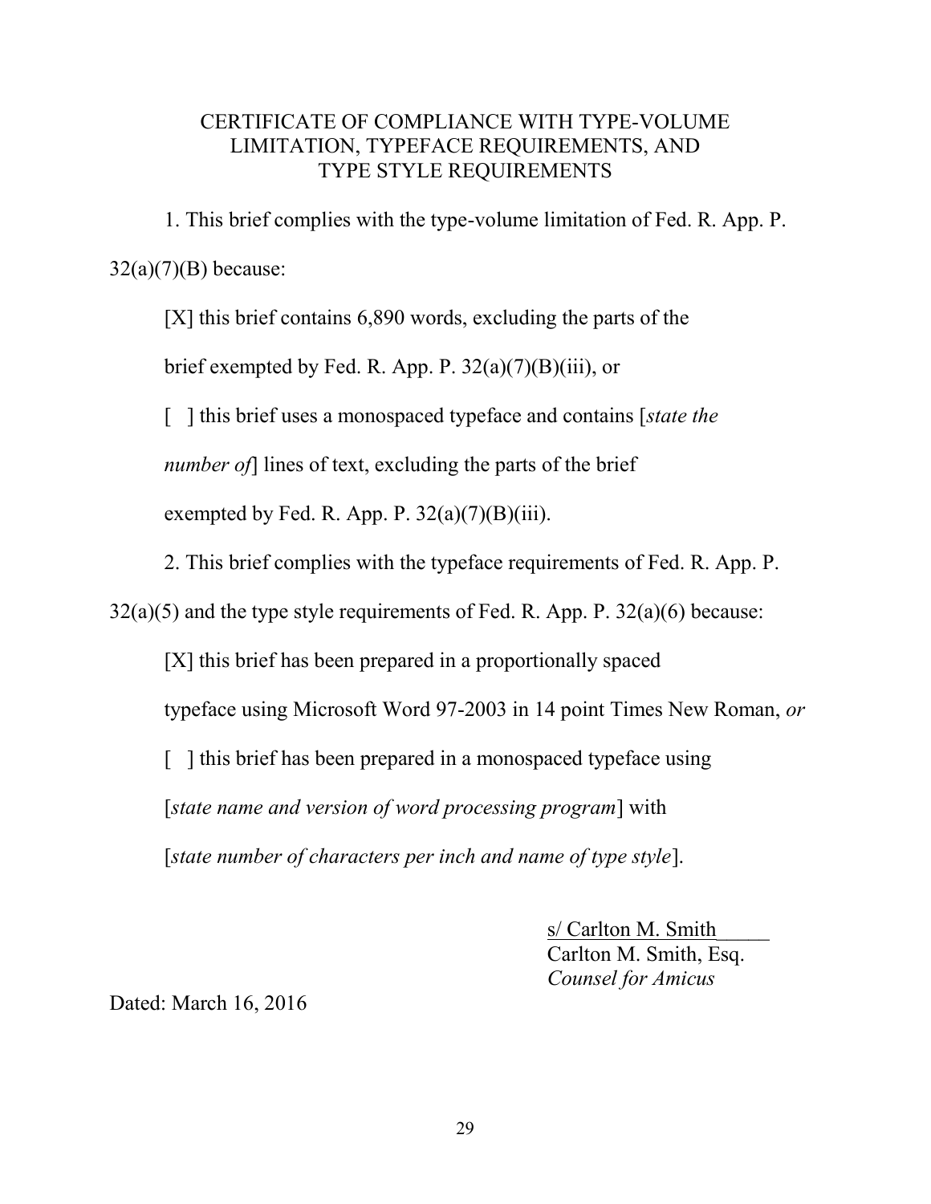# CERTIFICATE OF COMPLIANCE WITH TYPE-VOLUME LIMITATION, TYPEFACE REQUIREMENTS, AND TYPE STYLE REQUIREMENTS

1. This brief complies with the type-volume limitation of Fed. R. App. P. 32(a)(7)(B) because:

[X] this brief contains 6,890 words, excluding the parts of the brief exempted by Fed. R. App. P. 32(a)(7)(B)(iii), or

[ ] this brief uses a monospaced typeface and contains [*state the number of*] lines of text, excluding the parts of the brief exempted by Fed. R. App. P. 32(a)(7)(B)(iii).

2. This brief complies with the typeface requirements of Fed. R. App. P. 32(a)(5) and the type style requirements of Fed. R. App. P. 32(a)(6) because:

[X] this brief has been prepared in a proportionally spaced typeface using Microsoft Word 97-2003 in 14 point Times New Roman, *or*

[ ] this brief has been prepared in a monospaced typeface using [*state name and version of word processing program*] with [*state number of characters per inch and name of type style*].

s/ Carlton M. Smith
Carlton M. Smith, Esq.
*Counsel for Amicus*

Dated: March 16, 2016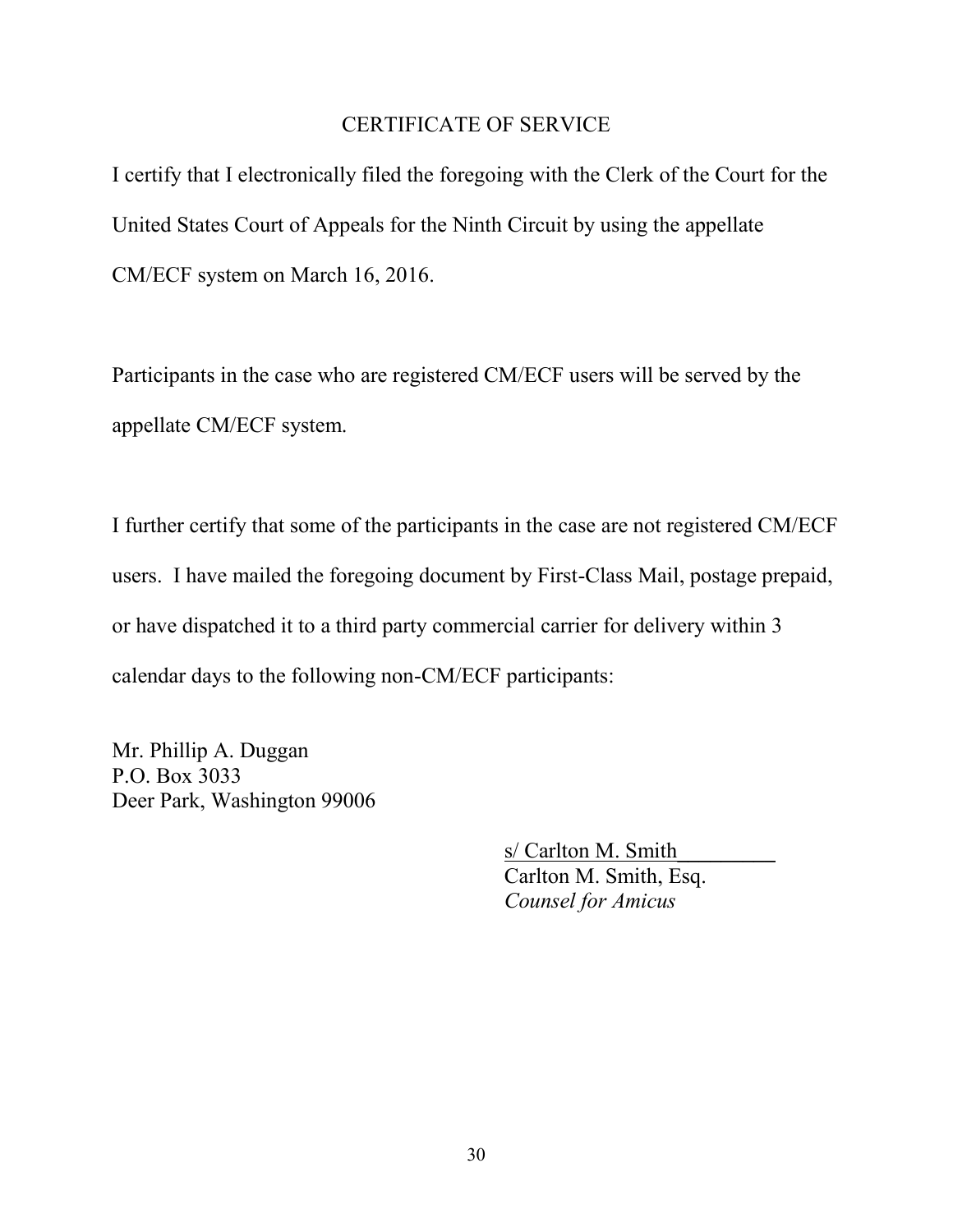# CERTIFICATE OF SERVICE

I certify that I electronically filed the foregoing with the Clerk of the Court for the United States Court of Appeals for the Ninth Circuit by using the appellate CM/ECF system on March 16, 2016.

Participants in the case who are registered CM/ECF users will be served by the appellate CM/ECF system.

I further certify that some of the participants in the case are not registered CM/ECF users. I have mailed the foregoing document by First-Class Mail, postage prepaid, or have dispatched it to a third party commercial carrier for delivery within 3 calendar days to the following non-CM/ECF participants:

Mr. Phillip A. Duggan
P.O. Box 3033
Deer Park, Washington 99006

s/ Carlton M. Smith
Carlton M. Smith, Esq.
*Counsel for Amicus*